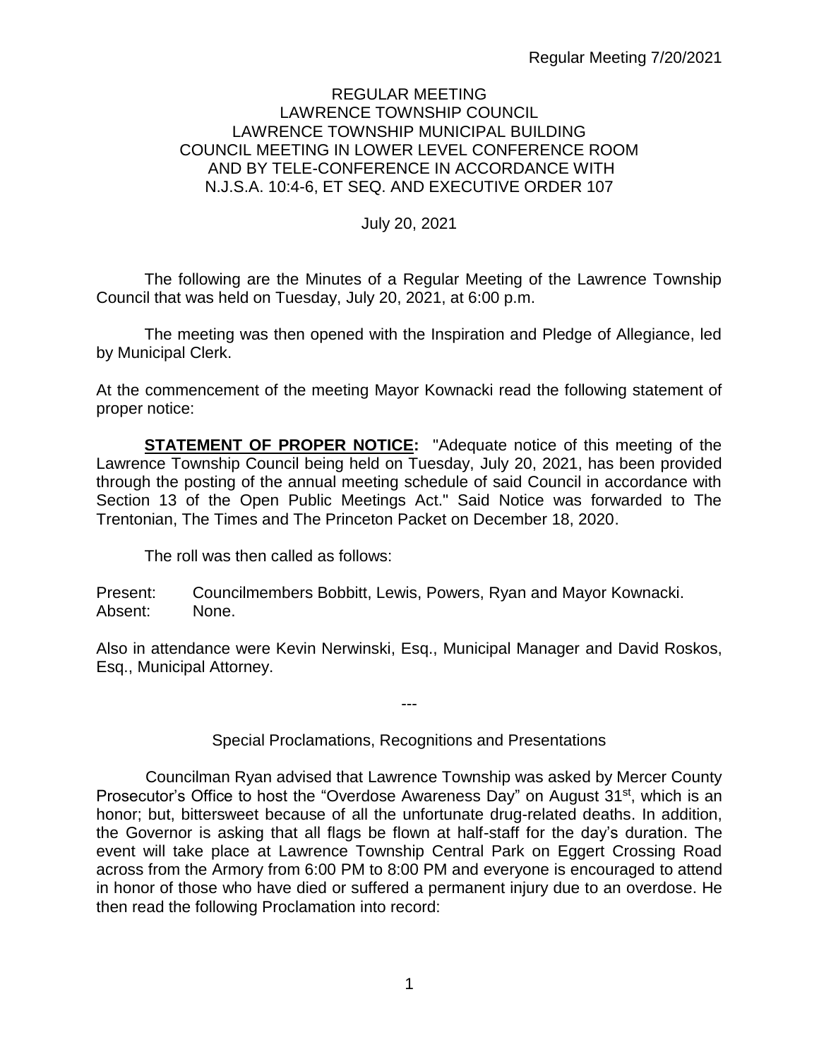# REGULAR MEETING
# LAWRENCE TOWNSHIP COUNCIL
## LAWRENCE TOWNSHIP MUNICIPAL BUILDING
## COUNCIL MEETING IN LOWER LEVEL CONFERENCE ROOM AND BY TELE-CONFERENCE IN ACCORDANCE WITH N.J.S.A. 10:4-6, ET SEQ. AND EXECUTIVE ORDER 107

July 20, 2021

The following are the Minutes of a Regular Meeting of the Lawrence Township Council that was held on Tuesday, July 20, 2021, at 6:00 p.m.

The meeting was then opened with the Inspiration and Pledge of Allegiance, led by Municipal Clerk.

At the commencement of the meeting Mayor Kownacki read the following statement of proper notice:

**STATEMENT OF PROPER NOTICE:** "Adequate notice of this meeting of the Lawrence Township Council being held on Tuesday, July 20, 2021, has been provided through the posting of the annual meeting schedule of said Council in accordance with Section 13 of the Open Public Meetings Act." Said Notice was forwarded to The Trentonian, The Times and The Princeton Packet on December 18, 2020.

The roll was then called as follows:

Present: Councilmembers Bobbitt, Lewis, Powers, Ryan and Mayor Kownacki.
Absent: None.

Also in attendance were Kevin Nerwinski, Esq., Municipal Manager and David Roskos, Esq., Municipal Attorney.

---

Special Proclamations, Recognitions and Presentations

Councilman Ryan advised that Lawrence Township was asked by Mercer County Prosecutor's Office to host the "Overdose Awareness Day" on August 31st, which is an honor; but, bittersweet because of all the unfortunate drug-related deaths. In addition, the Governor is asking that all flags be flown at half-staff for the day's duration. The event will take place at Lawrence Township Central Park on Eggert Crossing Road across from the Armory from 6:00 PM to 8:00 PM and everyone is encouraged to attend in honor of those who have died or suffered a permanent injury due to an overdose. He then read the following Proclamation into record: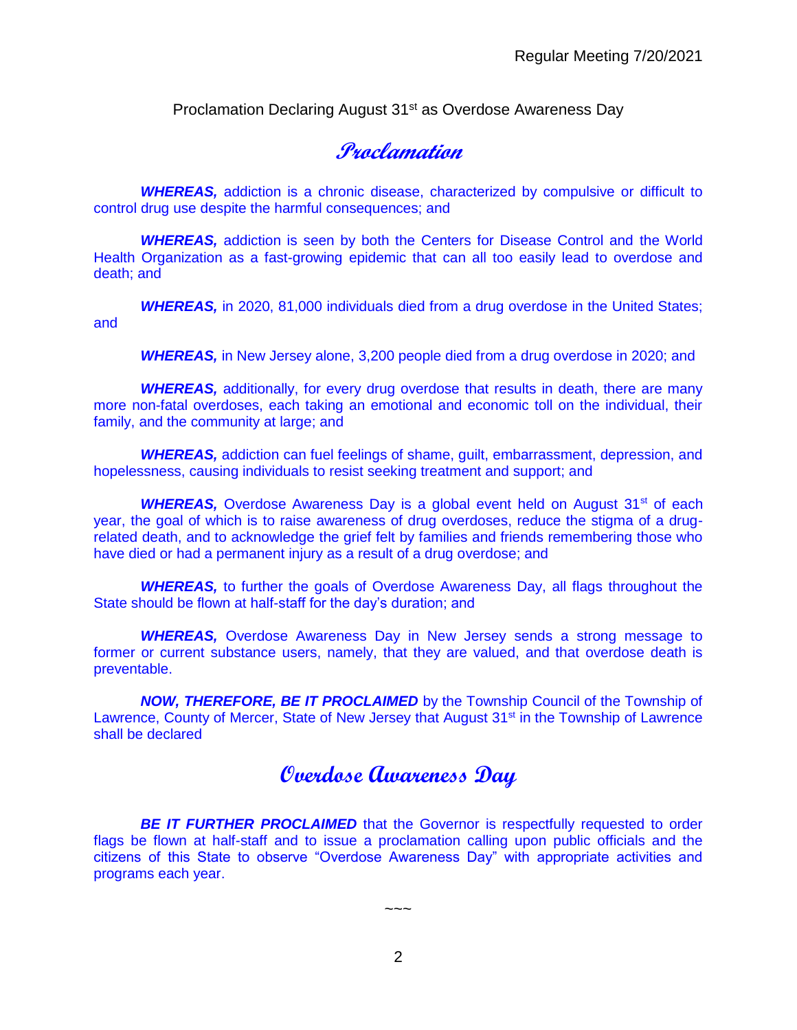Proclamation Declaring August 31st as Overdose Awareness Day

# Proclamation

***WHEREAS,*** addiction is a chronic disease, characterized by compulsive or difficult to control drug use despite the harmful consequences; and

***WHEREAS,*** addiction is seen by both the Centers for Disease Control and the World Health Organization as a fast-growing epidemic that can all too easily lead to overdose and death; and

***WHEREAS,*** in 2020, 81,000 individuals died from a drug overdose in the United States; and

***WHEREAS,*** in New Jersey alone, 3,200 people died from a drug overdose in 2020; and

***WHEREAS,*** additionally, for every drug overdose that results in death, there are many more non-fatal overdoses, each taking an emotional and economic toll on the individual, their family, and the community at large; and

***WHEREAS,*** addiction can fuel feelings of shame, guilt, embarrassment, depression, and hopelessness, causing individuals to resist seeking treatment and support; and

***WHEREAS,*** Overdose Awareness Day is a global event held on August 31st of each year, the goal of which is to raise awareness of drug overdoses, reduce the stigma of a drug-related death, and to acknowledge the grief felt by families and friends remembering those who have died or had a permanent injury as a result of a drug overdose; and

***WHEREAS,*** to further the goals of Overdose Awareness Day, all flags throughout the State should be flown at half-staff for the day's duration; and

***WHEREAS,*** Overdose Awareness Day in New Jersey sends a strong message to former or current substance users, namely, that they are valued, and that overdose death is preventable.

***NOW, THEREFORE, BE IT PROCLAIMED*** by the Township Council of the Township of Lawrence, County of Mercer, State of New Jersey that August 31st in the Township of Lawrence shall be declared

# Overdose Awareness Day

***BE IT FURTHER PROCLAIMED*** that the Governor is respectfully requested to order flags be flown at half-staff and to issue a proclamation calling upon public officials and the citizens of this State to observe "Overdose Awareness Day" with appropriate activities and programs each year.

~~~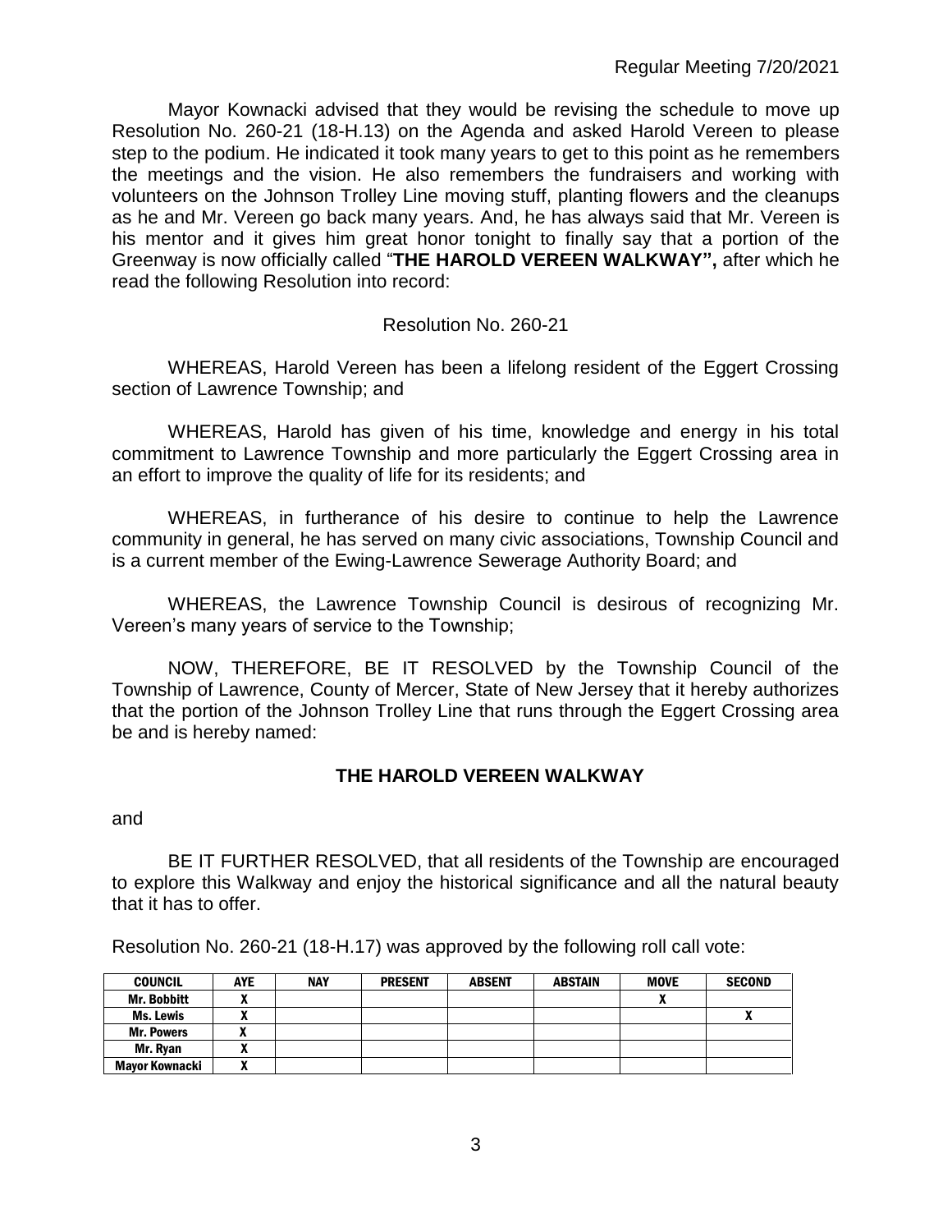Mayor Kownacki advised that they would be revising the schedule to move up Resolution No. 260-21 (18-H.13) on the Agenda and asked Harold Vereen to please step to the podium. He indicated it took many years to get to this point as he remembers the meetings and the vision. He also remembers the fundraisers and working with volunteers on the Johnson Trolley Line moving stuff, planting flowers and the cleanups as he and Mr. Vereen go back many years. And, he has always said that Mr. Vereen is his mentor and it gives him great honor tonight to finally say that a portion of the Greenway is now officially called "**THE HAROLD VEREEN WALKWAY",** after which he read the following Resolution into record:

Resolution No. 260-21

WHEREAS, Harold Vereen has been a lifelong resident of the Eggert Crossing section of Lawrence Township; and

WHEREAS, Harold has given of his time, knowledge and energy in his total commitment to Lawrence Township and more particularly the Eggert Crossing area in an effort to improve the quality of life for its residents; and

WHEREAS, in furtherance of his desire to continue to help the Lawrence community in general, he has served on many civic associations, Township Council and is a current member of the Ewing-Lawrence Sewerage Authority Board; and

WHEREAS, the Lawrence Township Council is desirous of recognizing Mr. Vereen's many years of service to the Township;

NOW, THEREFORE, BE IT RESOLVED by the Township Council of the Township of Lawrence, County of Mercer, State of New Jersey that it hereby authorizes that the portion of the Johnson Trolley Line that runs through the Eggert Crossing area be and is hereby named:

**THE HAROLD VEREEN WALKWAY**

and

BE IT FURTHER RESOLVED, that all residents of the Township are encouraged to explore this Walkway and enjoy the historical significance and all the natural beauty that it has to offer.

Resolution No. 260-21 (18-H.17) was approved by the following roll call vote:

| COUNCIL | AYE | NAY | PRESENT | ABSENT | ABSTAIN | MOVE | SECOND |
|---|---|---|---|---|---|---|---|
| Mr. Bobbitt | X | | | | | X | |
| Ms. Lewis | X | | | | | | X |
| Mr. Powers | X | | | | | | |
| Mr. Ryan | X | | | | | | |
| Mayor Kownacki | X | | | | | | |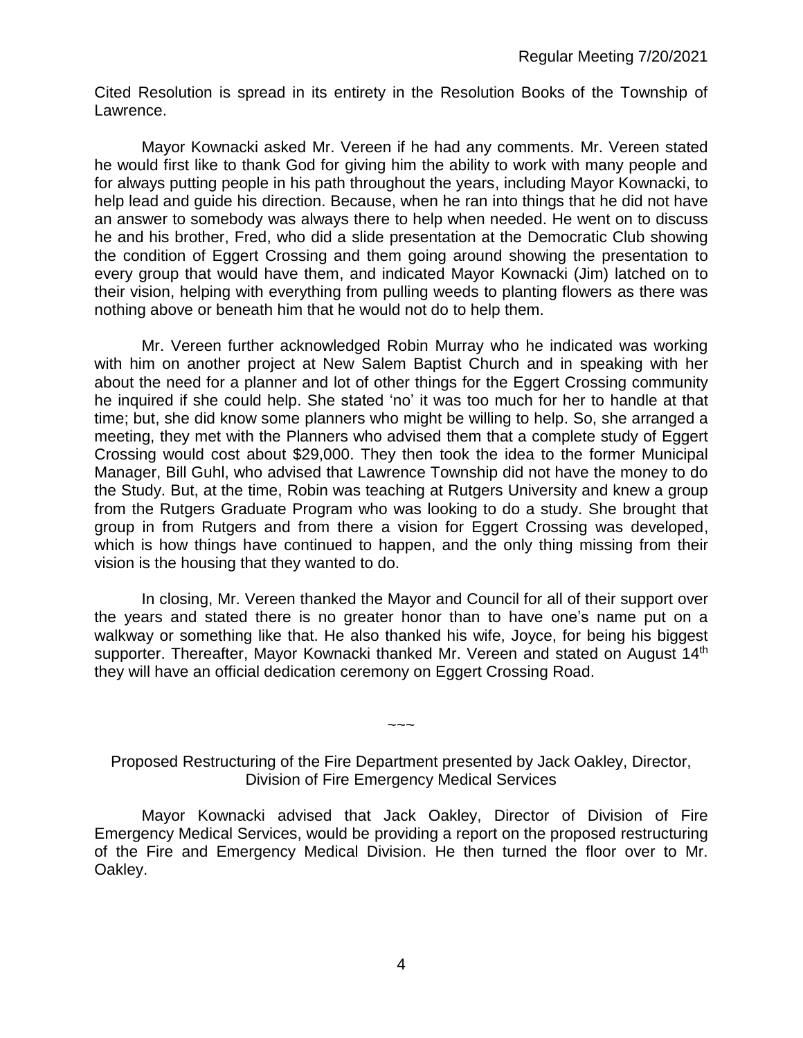Cited Resolution is spread in its entirety in the Resolution Books of the Township of Lawrence.

Mayor Kownacki asked Mr. Vereen if he had any comments. Mr. Vereen stated he would first like to thank God for giving him the ability to work with many people and for always putting people in his path throughout the years, including Mayor Kownacki, to help lead and guide his direction. Because, when he ran into things that he did not have an answer to somebody was always there to help when needed. He went on to discuss he and his brother, Fred, who did a slide presentation at the Democratic Club showing the condition of Eggert Crossing and them going around showing the presentation to every group that would have them, and indicated Mayor Kownacki (Jim) latched on to their vision, helping with everything from pulling weeds to planting flowers as there was nothing above or beneath him that he would not do to help them.

Mr. Vereen further acknowledged Robin Murray who he indicated was working with him on another project at New Salem Baptist Church and in speaking with her about the need for a planner and lot of other things for the Eggert Crossing community he inquired if she could help. She stated 'no' it was too much for her to handle at that time; but, she did know some planners who might be willing to help. So, she arranged a meeting, they met with the Planners who advised them that a complete study of Eggert Crossing would cost about $29,000. They then took the idea to the former Municipal Manager, Bill Guhl, who advised that Lawrence Township did not have the money to do the Study. But, at the time, Robin was teaching at Rutgers University and knew a group from the Rutgers Graduate Program who was looking to do a study. She brought that group in from Rutgers and from there a vision for Eggert Crossing was developed, which is how things have continued to happen, and the only thing missing from their vision is the housing that they wanted to do.

In closing, Mr. Vereen thanked the Mayor and Council for all of their support over the years and stated there is no greater honor than to have one's name put on a walkway or something like that. He also thanked his wife, Joyce, for being his biggest supporter. Thereafter, Mayor Kownacki thanked Mr. Vereen and stated on August 14th they will have an official dedication ceremony on Eggert Crossing Road.

~~~

Proposed Restructuring of the Fire Department presented by Jack Oakley, Director, Division of Fire Emergency Medical Services

Mayor Kownacki advised that Jack Oakley, Director of Division of Fire Emergency Medical Services, would be providing a report on the proposed restructuring of the Fire and Emergency Medical Division. He then turned the floor over to Mr. Oakley.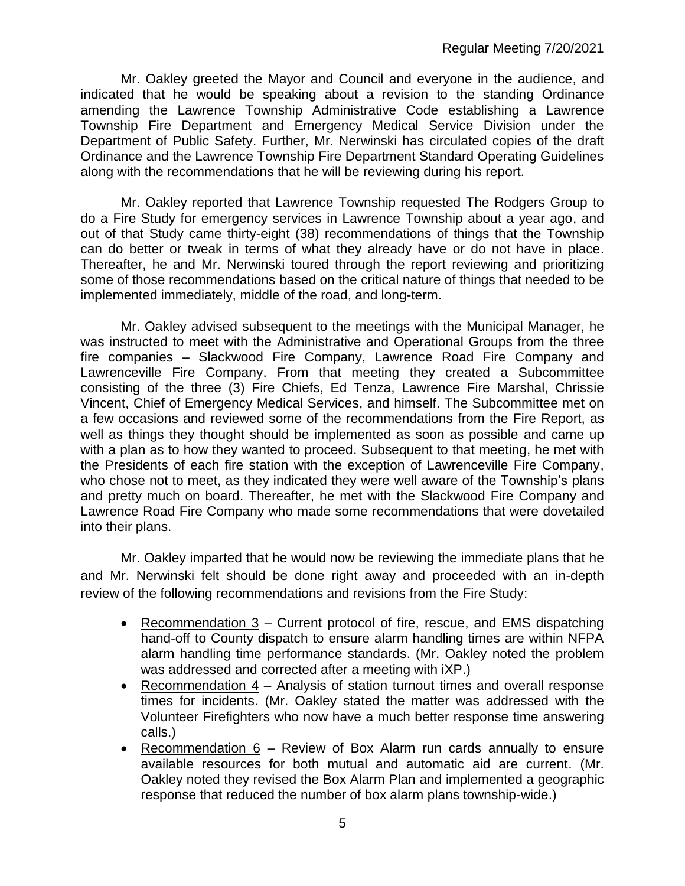Mr. Oakley greeted the Mayor and Council and everyone in the audience, and indicated that he would be speaking about a revision to the standing Ordinance amending the Lawrence Township Administrative Code establishing a Lawrence Township Fire Department and Emergency Medical Service Division under the Department of Public Safety. Further, Mr. Nerwinski has circulated copies of the draft Ordinance and the Lawrence Township Fire Department Standard Operating Guidelines along with the recommendations that he will be reviewing during his report.

Mr. Oakley reported that Lawrence Township requested The Rodgers Group to do a Fire Study for emergency services in Lawrence Township about a year ago, and out of that Study came thirty-eight (38) recommendations of things that the Township can do better or tweak in terms of what they already have or do not have in place. Thereafter, he and Mr. Nerwinski toured through the report reviewing and prioritizing some of those recommendations based on the critical nature of things that needed to be implemented immediately, middle of the road, and long-term.

Mr. Oakley advised subsequent to the meetings with the Municipal Manager, he was instructed to meet with the Administrative and Operational Groups from the three fire companies – Slackwood Fire Company, Lawrence Road Fire Company and Lawrenceville Fire Company. From that meeting they created a Subcommittee consisting of the three (3) Fire Chiefs, Ed Tenza, Lawrence Fire Marshal, Chrissie Vincent, Chief of Emergency Medical Services, and himself. The Subcommittee met on a few occasions and reviewed some of the recommendations from the Fire Report, as well as things they thought should be implemented as soon as possible and came up with a plan as to how they wanted to proceed. Subsequent to that meeting, he met with the Presidents of each fire station with the exception of Lawrenceville Fire Company, who chose not to meet, as they indicated they were well aware of the Township's plans and pretty much on board. Thereafter, he met with the Slackwood Fire Company and Lawrence Road Fire Company who made some recommendations that were dovetailed into their plans.

Mr. Oakley imparted that he would now be reviewing the immediate plans that he and Mr. Nerwinski felt should be done right away and proceeded with an in-depth review of the following recommendations and revisions from the Fire Study:

- Recommendation 3 – Current protocol of fire, rescue, and EMS dispatching hand-off to County dispatch to ensure alarm handling times are within NFPA alarm handling time performance standards. (Mr. Oakley noted the problem was addressed and corrected after a meeting with iXP.)
- Recommendation 4 – Analysis of station turnout times and overall response times for incidents. (Mr. Oakley stated the matter was addressed with the Volunteer Firefighters who now have a much better response time answering calls.)
- Recommendation 6 – Review of Box Alarm run cards annually to ensure available resources for both mutual and automatic aid are current. (Mr. Oakley noted they revised the Box Alarm Plan and implemented a geographic response that reduced the number of box alarm plans township-wide.)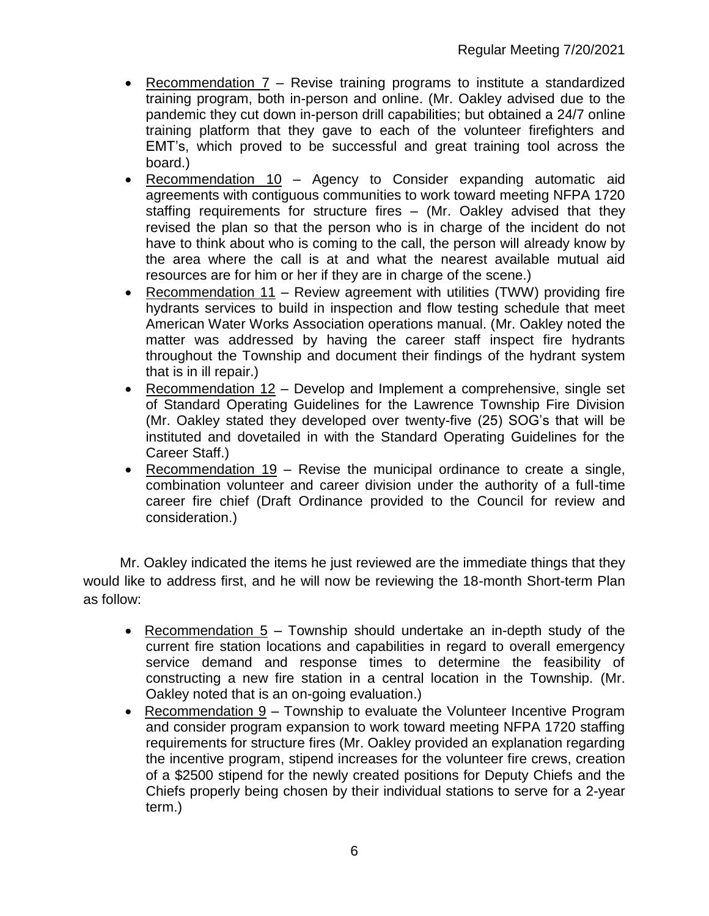- Recommendation 7 – Revise training programs to institute a standardized training program, both in-person and online. (Mr. Oakley advised due to the pandemic they cut down in-person drill capabilities; but obtained a 24/7 online training platform that they gave to each of the volunteer firefighters and EMT's, which proved to be successful and great training tool across the board.)
- Recommendation 10 – Agency to Consider expanding automatic aid agreements with contiguous communities to work toward meeting NFPA 1720 staffing requirements for structure fires – (Mr. Oakley advised that they revised the plan so that the person who is in charge of the incident do not have to think about who is coming to the call, the person will already know by the area where the call is at and what the nearest available mutual aid resources are for him or her if they are in charge of the scene.)
- Recommendation 11 – Review agreement with utilities (TWW) providing fire hydrants services to build in inspection and flow testing schedule that meet American Water Works Association operations manual. (Mr. Oakley noted the matter was addressed by having the career staff inspect fire hydrants throughout the Township and document their findings of the hydrant system that is in ill repair.)
- Recommendation 12 – Develop and Implement a comprehensive, single set of Standard Operating Guidelines for the Lawrence Township Fire Division (Mr. Oakley stated they developed over twenty-five (25) SOG's that will be instituted and dovetailed in with the Standard Operating Guidelines for the Career Staff.)
- Recommendation 19 – Revise the municipal ordinance to create a single, combination volunteer and career division under the authority of a full-time career fire chief (Draft Ordinance provided to the Council for review and consideration.)

Mr. Oakley indicated the items he just reviewed are the immediate things that they would like to address first, and he will now be reviewing the 18-month Short-term Plan as follow:

- Recommendation 5 – Township should undertake an in-depth study of the current fire station locations and capabilities in regard to overall emergency service demand and response times to determine the feasibility of constructing a new fire station in a central location in the Township. (Mr. Oakley noted that is an on-going evaluation.)
- Recommendation 9 – Township to evaluate the Volunteer Incentive Program and consider program expansion to work toward meeting NFPA 1720 staffing requirements for structure fires (Mr. Oakley provided an explanation regarding the incentive program, stipend increases for the volunteer fire crews, creation of a $2500 stipend for the newly created positions for Deputy Chiefs and the Chiefs properly being chosen by their individual stations to serve for a 2-year term.)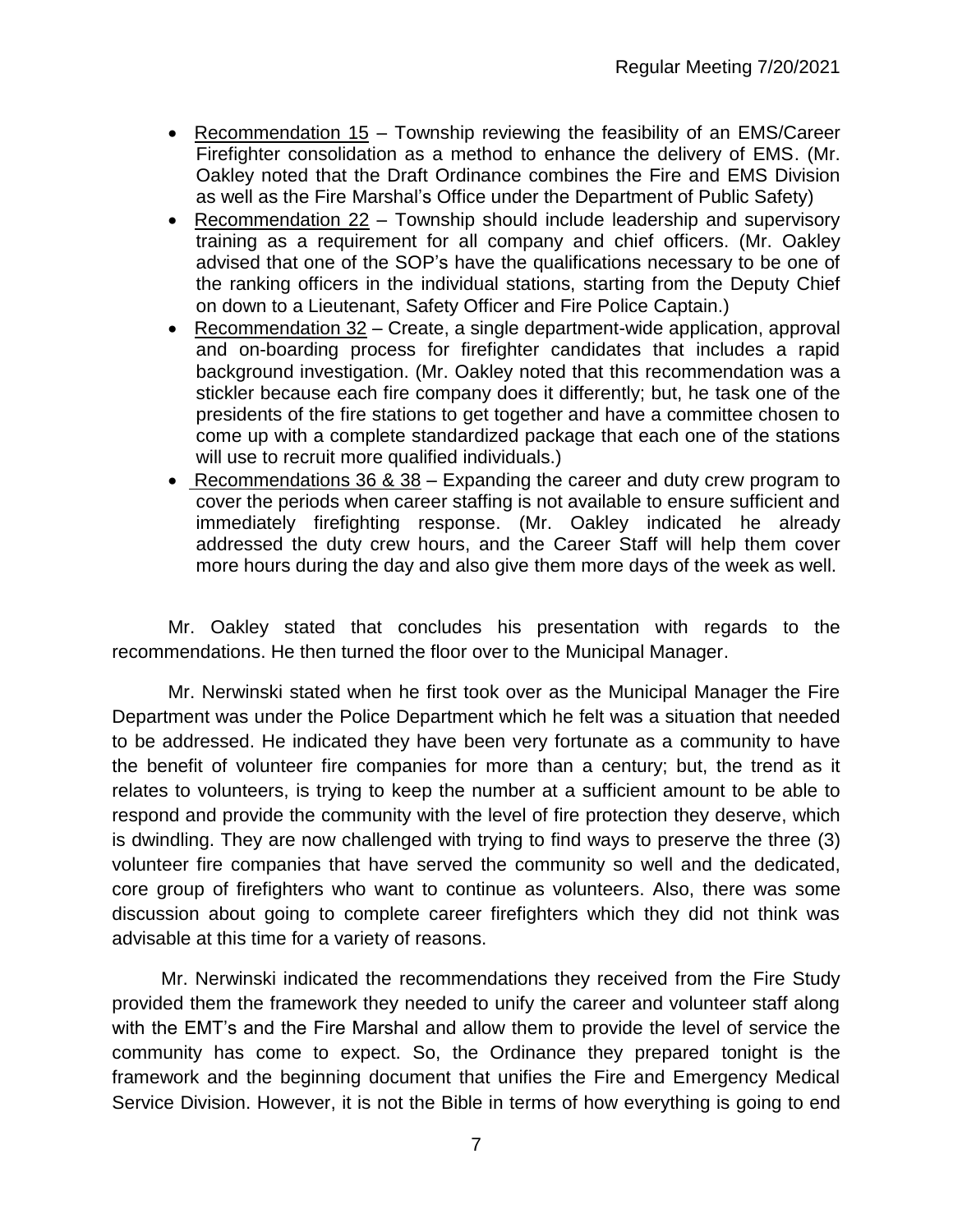- Recommendation 15 – Township reviewing the feasibility of an EMS/Career Firefighter consolidation as a method to enhance the delivery of EMS. (Mr. Oakley noted that the Draft Ordinance combines the Fire and EMS Division as well as the Fire Marshal's Office under the Department of Public Safety)
- Recommendation 22 – Township should include leadership and supervisory training as a requirement for all company and chief officers. (Mr. Oakley advised that one of the SOP's have the qualifications necessary to be one of the ranking officers in the individual stations, starting from the Deputy Chief on down to a Lieutenant, Safety Officer and Fire Police Captain.)
- Recommendation 32 – Create, a single department-wide application, approval and on-boarding process for firefighter candidates that includes a rapid background investigation. (Mr. Oakley noted that this recommendation was a stickler because each fire company does it differently; but, he task one of the presidents of the fire stations to get together and have a committee chosen to come up with a complete standardized package that each one of the stations will use to recruit more qualified individuals.)
- Recommendations 36 & 38 – Expanding the career and duty crew program to cover the periods when career staffing is not available to ensure sufficient and immediately firefighting response. (Mr. Oakley indicated he already addressed the duty crew hours, and the Career Staff will help them cover more hours during the day and also give them more days of the week as well.

Mr. Oakley stated that concludes his presentation with regards to the recommendations. He then turned the floor over to the Municipal Manager.

Mr. Nerwinski stated when he first took over as the Municipal Manager the Fire Department was under the Police Department which he felt was a situation that needed to be addressed. He indicated they have been very fortunate as a community to have the benefit of volunteer fire companies for more than a century; but, the trend as it relates to volunteers, is trying to keep the number at a sufficient amount to be able to respond and provide the community with the level of fire protection they deserve, which is dwindling. They are now challenged with trying to find ways to preserve the three (3) volunteer fire companies that have served the community so well and the dedicated, core group of firefighters who want to continue as volunteers. Also, there was some discussion about going to complete career firefighters which they did not think was advisable at this time for a variety of reasons.

Mr. Nerwinski indicated the recommendations they received from the Fire Study provided them the framework they needed to unify the career and volunteer staff along with the EMT's and the Fire Marshal and allow them to provide the level of service the community has come to expect. So, the Ordinance they prepared tonight is the framework and the beginning document that unifies the Fire and Emergency Medical Service Division. However, it is not the Bible in terms of how everything is going to end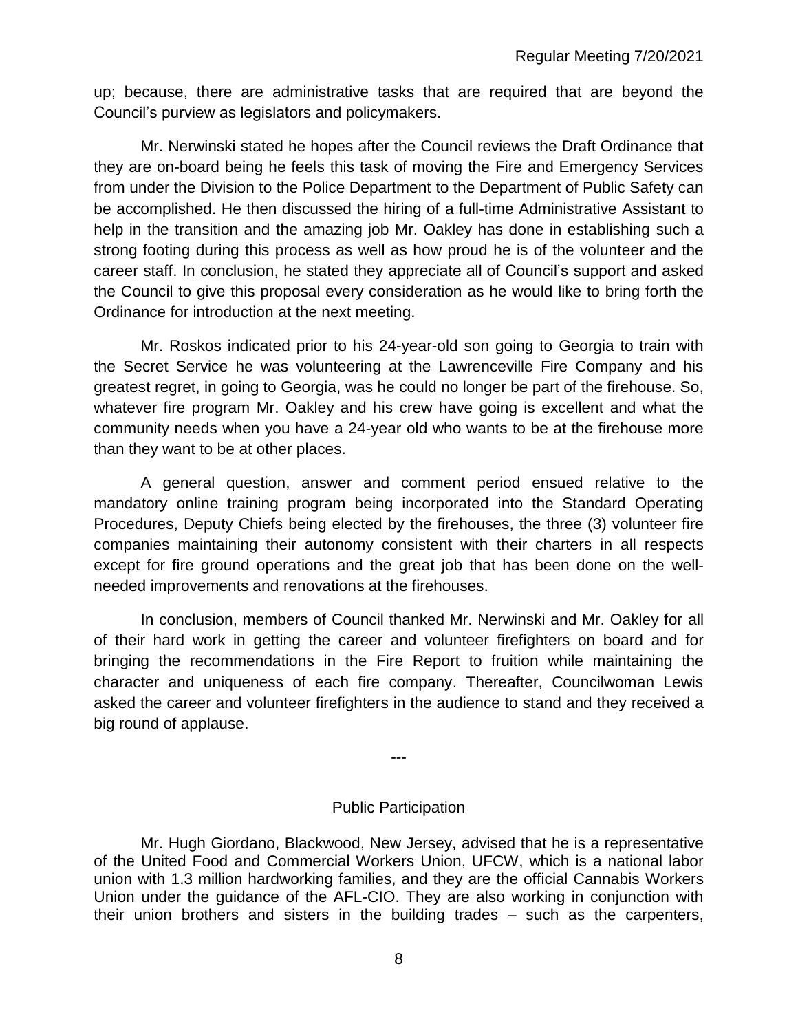up; because, there are administrative tasks that are required that are beyond the Council's purview as legislators and policymakers.

Mr. Nerwinski stated he hopes after the Council reviews the Draft Ordinance that they are on-board being he feels this task of moving the Fire and Emergency Services from under the Division to the Police Department to the Department of Public Safety can be accomplished. He then discussed the hiring of a full-time Administrative Assistant to help in the transition and the amazing job Mr. Oakley has done in establishing such a strong footing during this process as well as how proud he is of the volunteer and the career staff. In conclusion, he stated they appreciate all of Council's support and asked the Council to give this proposal every consideration as he would like to bring forth the Ordinance for introduction at the next meeting.

Mr. Roskos indicated prior to his 24-year-old son going to Georgia to train with the Secret Service he was volunteering at the Lawrenceville Fire Company and his greatest regret, in going to Georgia, was he could no longer be part of the firehouse. So, whatever fire program Mr. Oakley and his crew have going is excellent and what the community needs when you have a 24-year old who wants to be at the firehouse more than they want to be at other places.

A general question, answer and comment period ensued relative to the mandatory online training program being incorporated into the Standard Operating Procedures, Deputy Chiefs being elected by the firehouses, the three (3) volunteer fire companies maintaining their autonomy consistent with their charters in all respects except for fire ground operations and the great job that has been done on the well-needed improvements and renovations at the firehouses.

In conclusion, members of Council thanked Mr. Nerwinski and Mr. Oakley for all of their hard work in getting the career and volunteer firefighters on board and for bringing the recommendations in the Fire Report to fruition while maintaining the character and uniqueness of each fire company. Thereafter, Councilwoman Lewis asked the career and volunteer firefighters in the audience to stand and they received a big round of applause.

---

## Public Participation

Mr. Hugh Giordano, Blackwood, New Jersey, advised that he is a representative of the United Food and Commercial Workers Union, UFCW, which is a national labor union with 1.3 million hardworking families, and they are the official Cannabis Workers Union under the guidance of the AFL-CIO. They are also working in conjunction with their union brothers and sisters in the building trades – such as the carpenters,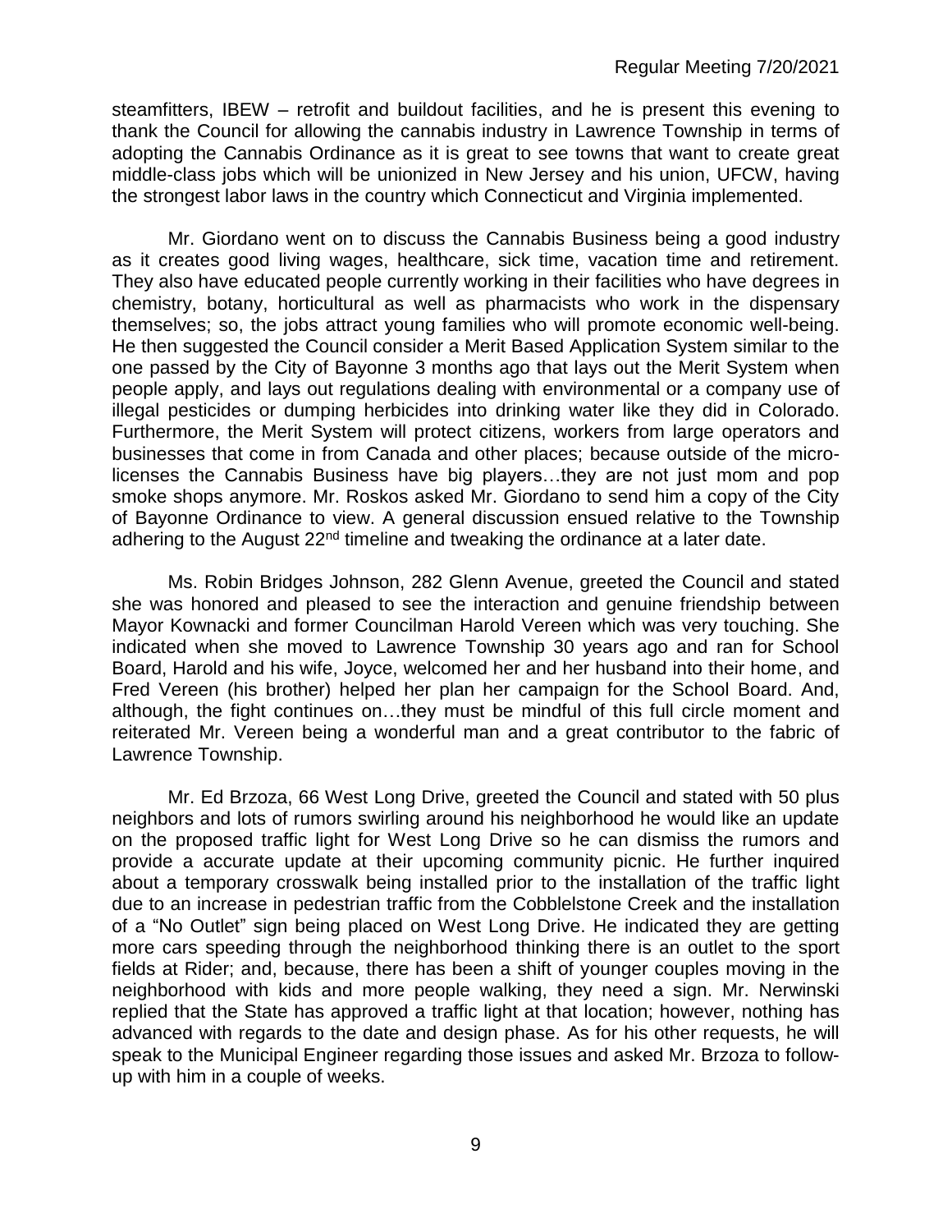steamfitters, IBEW – retrofit and buildout facilities, and he is present this evening to thank the Council for allowing the cannabis industry in Lawrence Township in terms of adopting the Cannabis Ordinance as it is great to see towns that want to create great middle-class jobs which will be unionized in New Jersey and his union, UFCW, having the strongest labor laws in the country which Connecticut and Virginia implemented.

Mr. Giordano went on to discuss the Cannabis Business being a good industry as it creates good living wages, healthcare, sick time, vacation time and retirement. They also have educated people currently working in their facilities who have degrees in chemistry, botany, horticultural as well as pharmacists who work in the dispensary themselves; so, the jobs attract young families who will promote economic well-being. He then suggested the Council consider a Merit Based Application System similar to the one passed by the City of Bayonne 3 months ago that lays out the Merit System when people apply, and lays out regulations dealing with environmental or a company use of illegal pesticides or dumping herbicides into drinking water like they did in Colorado. Furthermore, the Merit System will protect citizens, workers from large operators and businesses that come in from Canada and other places; because outside of the micro-licenses the Cannabis Business have big players…they are not just mom and pop smoke shops anymore. Mr. Roskos asked Mr. Giordano to send him a copy of the City of Bayonne Ordinance to view. A general discussion ensued relative to the Township adhering to the August 22nd timeline and tweaking the ordinance at a later date.

Ms. Robin Bridges Johnson, 282 Glenn Avenue, greeted the Council and stated she was honored and pleased to see the interaction and genuine friendship between Mayor Kownacki and former Councilman Harold Vereen which was very touching. She indicated when she moved to Lawrence Township 30 years ago and ran for School Board, Harold and his wife, Joyce, welcomed her and her husband into their home, and Fred Vereen (his brother) helped her plan her campaign for the School Board. And, although, the fight continues on…they must be mindful of this full circle moment and reiterated Mr. Vereen being a wonderful man and a great contributor to the fabric of Lawrence Township.

Mr. Ed Brzoza, 66 West Long Drive, greeted the Council and stated with 50 plus neighbors and lots of rumors swirling around his neighborhood he would like an update on the proposed traffic light for West Long Drive so he can dismiss the rumors and provide a accurate update at their upcoming community picnic. He further inquired about a temporary crosswalk being installed prior to the installation of the traffic light due to an increase in pedestrian traffic from the Cobblelstone Creek and the installation of a "No Outlet" sign being placed on West Long Drive. He indicated they are getting more cars speeding through the neighborhood thinking there is an outlet to the sport fields at Rider; and, because, there has been a shift of younger couples moving in the neighborhood with kids and more people walking, they need a sign. Mr. Nerwinski replied that the State has approved a traffic light at that location; however, nothing has advanced with regards to the date and design phase. As for his other requests, he will speak to the Municipal Engineer regarding those issues and asked Mr. Brzoza to follow-up with him in a couple of weeks.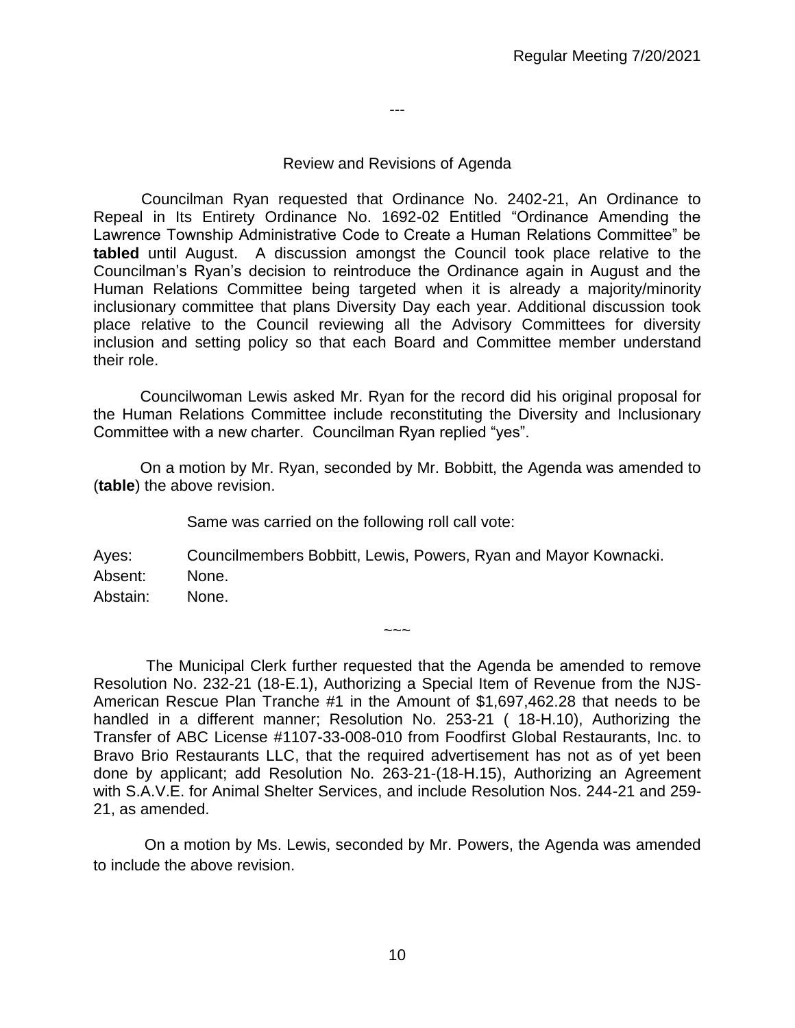---

## Review and Revisions of Agenda

Councilman Ryan requested that Ordinance No. 2402-21, An Ordinance to Repeal in Its Entirety Ordinance No. 1692-02 Entitled "Ordinance Amending the Lawrence Township Administrative Code to Create a Human Relations Committee" be **tabled** until August. A discussion amongst the Council took place relative to the Councilman's Ryan's decision to reintroduce the Ordinance again in August and the Human Relations Committee being targeted when it is already a majority/minority inclusionary committee that plans Diversity Day each year. Additional discussion took place relative to the Council reviewing all the Advisory Committees for diversity inclusion and setting policy so that each Board and Committee member understand their role.

Councilwoman Lewis asked Mr. Ryan for the record did his original proposal for the Human Relations Committee include reconstituting the Diversity and Inclusionary Committee with a new charter. Councilman Ryan replied "yes".

On a motion by Mr. Ryan, seconded by Mr. Bobbitt, the Agenda was amended to (**table**) the above revision.

Same was carried on the following roll call vote:

Ayes: Councilmembers Bobbitt, Lewis, Powers, Ryan and Mayor Kownacki.
Absent: None.
Abstain: None.

~~~

The Municipal Clerk further requested that the Agenda be amended to remove Resolution No. 232-21 (18-E.1), Authorizing a Special Item of Revenue from the NJS-American Rescue Plan Tranche #1 in the Amount of $1,697,462.28 that needs to be handled in a different manner; Resolution No. 253-21 ( 18-H.10), Authorizing the Transfer of ABC License #1107-33-008-010 from Foodfirst Global Restaurants, Inc. to Bravo Brio Restaurants LLC, that the required advertisement has not as of yet been done by applicant; add Resolution No. 263-21-(18-H.15), Authorizing an Agreement with S.A.V.E. for Animal Shelter Services, and include Resolution Nos. 244-21 and 259-21, as amended.

On a motion by Ms. Lewis, seconded by Mr. Powers, the Agenda was amended to include the above revision.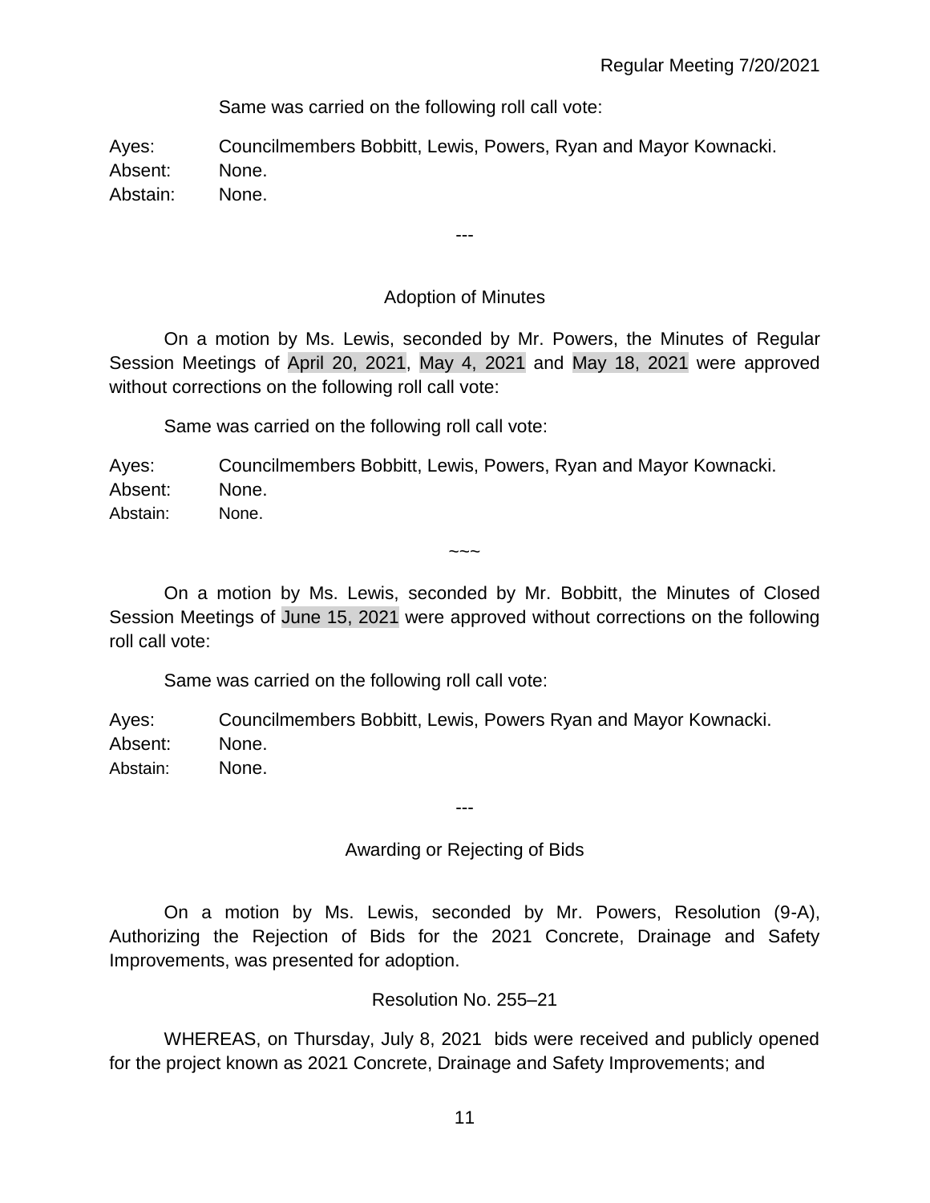Same was carried on the following roll call vote:

Ayes: Councilmembers Bobbitt, Lewis, Powers, Ryan and Mayor Kownacki.
Absent: None.
Abstain: None.

---

## Adoption of Minutes

On a motion by Ms. Lewis, seconded by Mr. Powers, the Minutes of Regular Session Meetings of April 20, 2021, May 4, 2021 and May 18, 2021 were approved without corrections on the following roll call vote:

Same was carried on the following roll call vote:

Ayes: Councilmembers Bobbitt, Lewis, Powers, Ryan and Mayor Kownacki.
Absent: None.
Abstain: None.

~~~

On a motion by Ms. Lewis, seconded by Mr. Bobbitt, the Minutes of Closed Session Meetings of June 15, 2021 were approved without corrections on the following roll call vote:

Same was carried on the following roll call vote:

Ayes: Councilmembers Bobbitt, Lewis, Powers Ryan and Mayor Kownacki.
Absent: None.
Abstain: None.

---

## Awarding or Rejecting of Bids

On a motion by Ms. Lewis, seconded by Mr. Powers, Resolution (9-A), Authorizing the Rejection of Bids for the 2021 Concrete, Drainage and Safety Improvements, was presented for adoption.

Resolution No. 255–21

WHEREAS, on Thursday, July 8, 2021 bids were received and publicly opened for the project known as 2021 Concrete, Drainage and Safety Improvements; and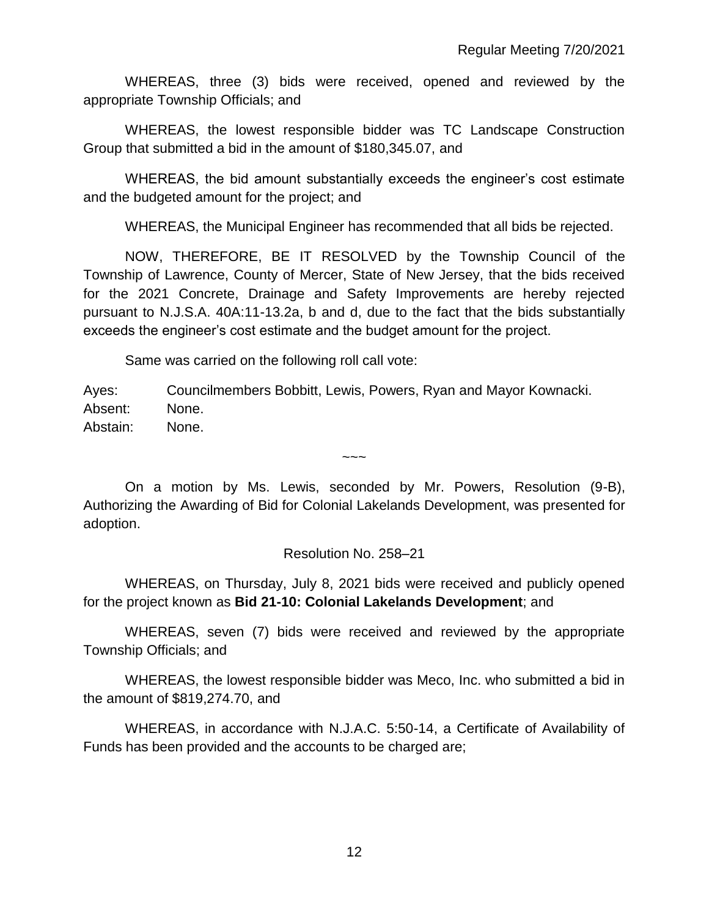WHEREAS, three (3) bids were received, opened and reviewed by the appropriate Township Officials; and

WHEREAS, the lowest responsible bidder was TC Landscape Construction Group that submitted a bid in the amount of $180,345.07, and

WHEREAS, the bid amount substantially exceeds the engineer's cost estimate and the budgeted amount for the project; and

WHEREAS, the Municipal Engineer has recommended that all bids be rejected.

NOW, THEREFORE, BE IT RESOLVED by the Township Council of the Township of Lawrence, County of Mercer, State of New Jersey, that the bids received for the 2021 Concrete, Drainage and Safety Improvements are hereby rejected pursuant to N.J.S.A. 40A:11-13.2a, b and d, due to the fact that the bids substantially exceeds the engineer's cost estimate and the budget amount for the project.

Same was carried on the following roll call vote:

Ayes: Councilmembers Bobbitt, Lewis, Powers, Ryan and Mayor Kownacki.
Absent: None.
Abstain: None.

~~~

On a motion by Ms. Lewis, seconded by Mr. Powers, Resolution (9-B), Authorizing the Awarding of Bid for Colonial Lakelands Development, was presented for adoption.

Resolution No. 258–21

WHEREAS, on Thursday, July 8, 2021 bids were received and publicly opened for the project known as **Bid 21-10: Colonial Lakelands Development**; and

WHEREAS, seven (7) bids were received and reviewed by the appropriate Township Officials; and

WHEREAS, the lowest responsible bidder was Meco, Inc. who submitted a bid in the amount of $819,274.70, and

WHEREAS, in accordance with N.J.A.C. 5:50-14, a Certificate of Availability of Funds has been provided and the accounts to be charged are;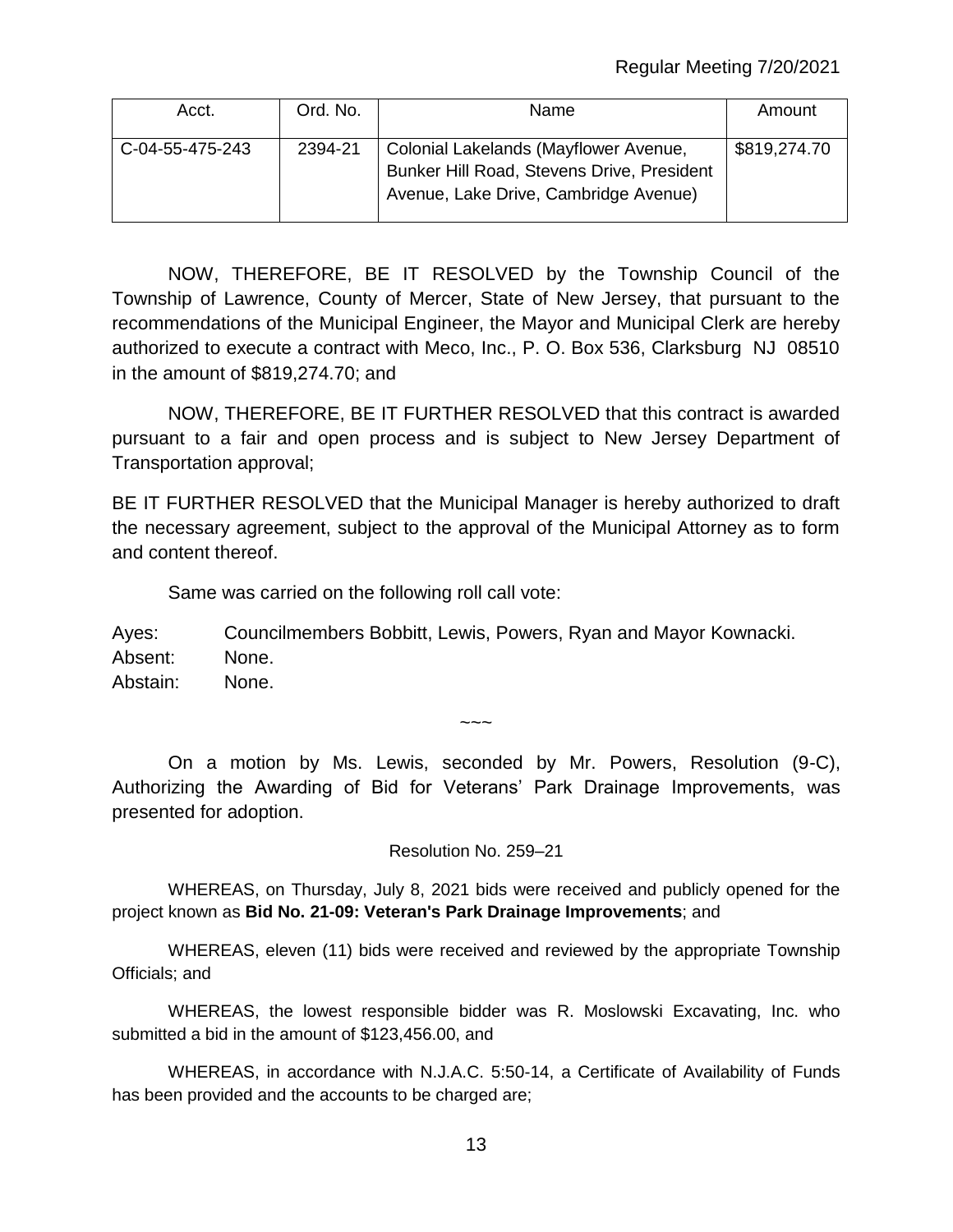| Acct. | Ord. No. | Name | Amount |
|---|---|---|---|
| C-04-55-475-243 | 2394-21 | Colonial Lakelands (Mayflower Avenue, Bunker Hill Road, Stevens Drive, President Avenue, Lake Drive, Cambridge Avenue) | $819,274.70 |

NOW, THEREFORE, BE IT RESOLVED by the Township Council of the Township of Lawrence, County of Mercer, State of New Jersey, that pursuant to the recommendations of the Municipal Engineer, the Mayor and Municipal Clerk are hereby authorized to execute a contract with Meco, Inc., P. O. Box 536, Clarksburg NJ 08510 in the amount of $819,274.70; and

NOW, THEREFORE, BE IT FURTHER RESOLVED that this contract is awarded pursuant to a fair and open process and is subject to New Jersey Department of Transportation approval;

BE IT FURTHER RESOLVED that the Municipal Manager is hereby authorized to draft the necessary agreement, subject to the approval of the Municipal Attorney as to form and content thereof.

Same was carried on the following roll call vote:

Ayes: Councilmembers Bobbitt, Lewis, Powers, Ryan and Mayor Kownacki.
Absent: None.
Abstain: None.

~~~

On a motion by Ms. Lewis, seconded by Mr. Powers, Resolution (9-C), Authorizing the Awarding of Bid for Veterans' Park Drainage Improvements, was presented for adoption.

Resolution No. 259–21

WHEREAS, on Thursday, July 8, 2021 bids were received and publicly opened for the project known as **Bid No. 21-09: Veteran's Park Drainage Improvements**; and

WHEREAS, eleven (11) bids were received and reviewed by the appropriate Township Officials; and

WHEREAS, the lowest responsible bidder was R. Moslowski Excavating, Inc. who submitted a bid in the amount of $123,456.00, and

WHEREAS, in accordance with N.J.A.C. 5:50-14, a Certificate of Availability of Funds has been provided and the accounts to be charged are;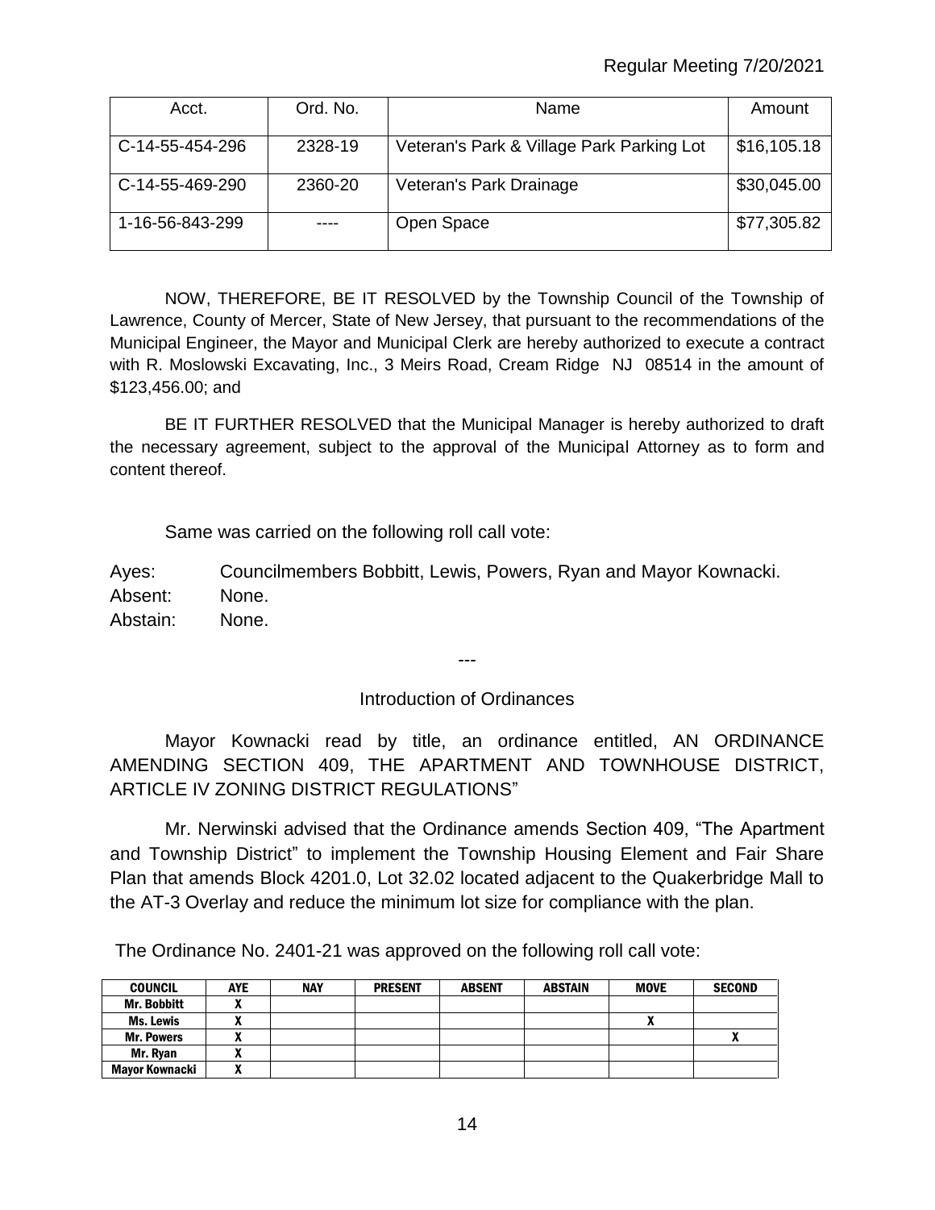| Acct. | Ord. No. | Name | Amount |
|---|---|---|---|
| C-14-55-454-296 | 2328-19 | Veteran's Park & Village Park Parking Lot | $16,105.18 |
| C-14-55-469-290 | 2360-20 | Veteran's Park Drainage | $30,045.00 |
| 1-16-56-843-299 | ---- | Open Space | $77,305.82 |

NOW, THEREFORE, BE IT RESOLVED by the Township Council of the Township of Lawrence, County of Mercer, State of New Jersey, that pursuant to the recommendations of the Municipal Engineer, the Mayor and Municipal Clerk are hereby authorized to execute a contract with R. Moslowski Excavating, Inc., 3 Meirs Road, Cream Ridge NJ 08514 in the amount of $123,456.00; and

BE IT FURTHER RESOLVED that the Municipal Manager is hereby authorized to draft the necessary agreement, subject to the approval of the Municipal Attorney as to form and content thereof.

Same was carried on the following roll call vote:

Ayes: Councilmembers Bobbitt, Lewis, Powers, Ryan and Mayor Kownacki.
Absent: None.
Abstain: None.

---

Introduction of Ordinances

Mayor Kownacki read by title, an ordinance entitled, AN ORDINANCE AMENDING SECTION 409, THE APARTMENT AND TOWNHOUSE DISTRICT, ARTICLE IV ZONING DISTRICT REGULATIONS"

Mr. Nerwinski advised that the Ordinance amends Section 409, "The Apartment and Township District" to implement the Township Housing Element and Fair Share Plan that amends Block 4201.0, Lot 32.02 located adjacent to the Quakerbridge Mall to the AT-3 Overlay and reduce the minimum lot size for compliance with the plan.

The Ordinance No. 2401-21 was approved on the following roll call vote:

| COUNCIL | AYE | NAY | PRESENT | ABSENT | ABSTAIN | MOVE | SECOND |
|---|---|---|---|---|---|---|---|
| Mr. Bobbitt | X | | | | | | |
| Ms. Lewis | X | | | | | X | |
| Mr. Powers | X | | | | | | X |
| Mr. Ryan | X | | | | | | |
| Mayor Kownacki | X | | | | | | |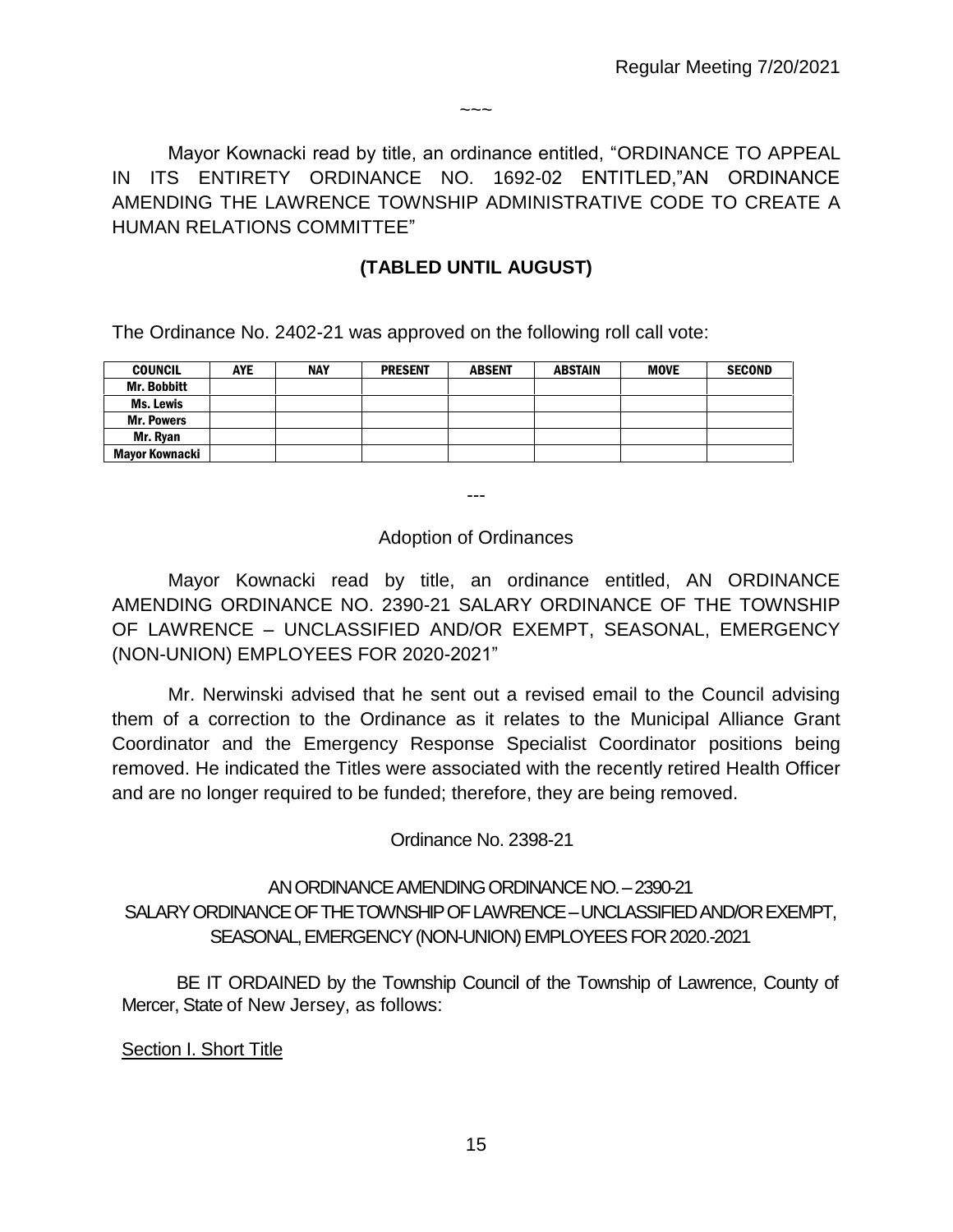~~~

Mayor Kownacki read by title, an ordinance entitled, "ORDINANCE TO APPEAL IN ITS ENTIRETY ORDINANCE NO. 1692-02 ENTITLED,"AN ORDINANCE AMENDING THE LAWRENCE TOWNSHIP ADMINISTRATIVE CODE TO CREATE A HUMAN RELATIONS COMMITTEE"

**(TABLED UNTIL AUGUST)**

The Ordinance No. 2402-21 was approved on the following roll call vote:

| COUNCIL | AYE | NAY | PRESENT | ABSENT | ABSTAIN | MOVE | SECOND |
|---|---|---|---|---|---|---|---|
| Mr. Bobbitt | | | | | | | |
| Ms. Lewis | | | | | | | |
| Mr. Powers | | | | | | | |
| Mr. Ryan | | | | | | | |
| Mayor Kownacki | | | | | | | |

---

Adoption of Ordinances

Mayor Kownacki read by title, an ordinance entitled, AN ORDINANCE AMENDING ORDINANCE NO. 2390-21 SALARY ORDINANCE OF THE TOWNSHIP OF LAWRENCE – UNCLASSIFIED AND/OR EXEMPT, SEASONAL, EMERGENCY (NON-UNION) EMPLOYEES FOR 2020-2021"

Mr. Nerwinski advised that he sent out a revised email to the Council advising them of a correction to the Ordinance as it relates to the Municipal Alliance Grant Coordinator and the Emergency Response Specialist Coordinator positions being removed. He indicated the Titles were associated with the recently retired Health Officer and are no longer required to be funded; therefore, they are being removed.

Ordinance No. 2398-21

AN ORDINANCE AMENDING ORDINANCE NO. – 2390-21
SALARY ORDINANCE OF THE TOWNSHIP OF LAWRENCE – UNCLASSIFIED AND/OR EXEMPT, SEASONAL, EMERGENCY (NON-UNION) EMPLOYEES FOR 2020.-2021

BE IT ORDAINED by the Township Council of the Township of Lawrence, County of Mercer, State of New Jersey, as follows:

Section I. Short Title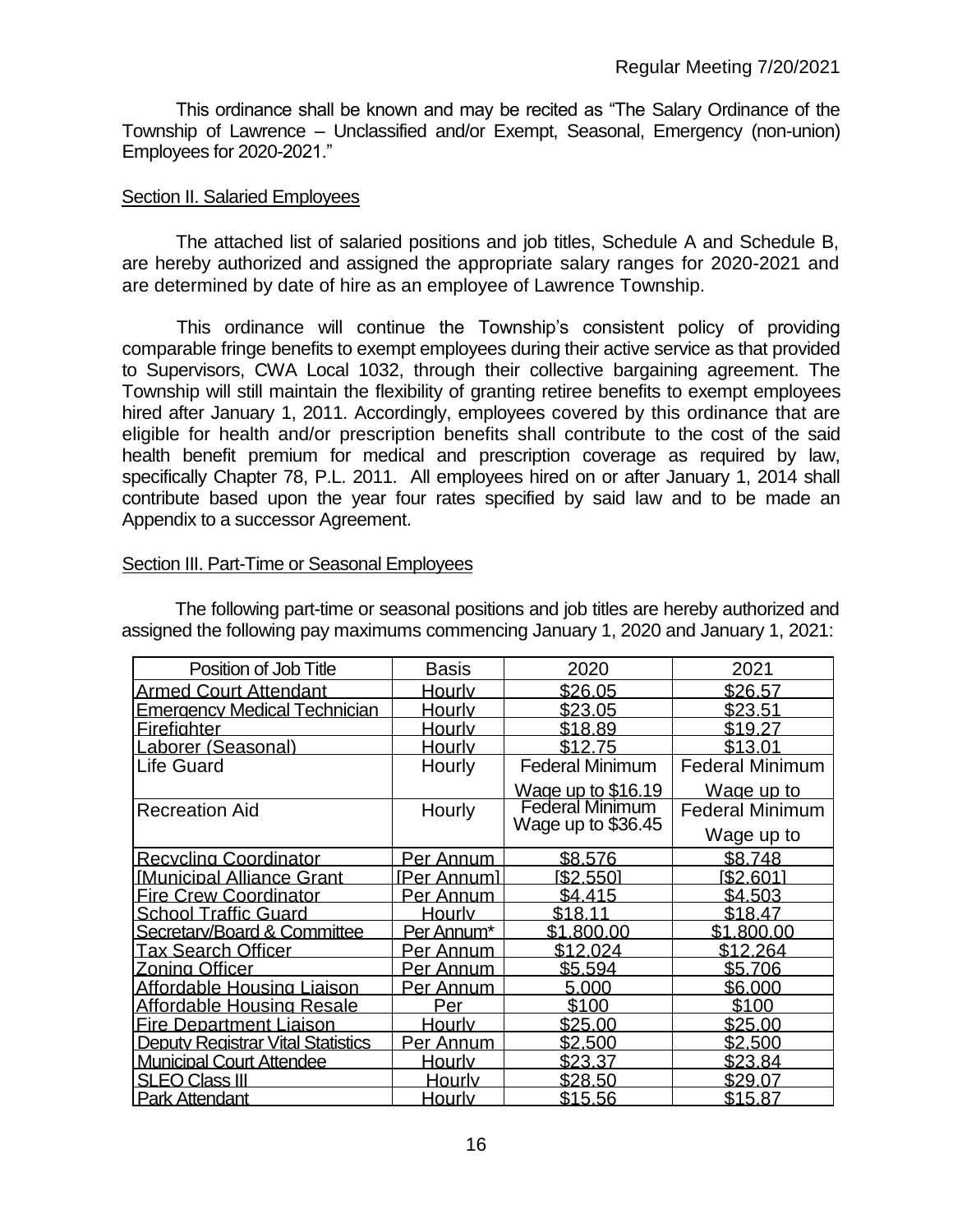This ordinance shall be known and may be recited as "The Salary Ordinance of the Township of Lawrence – Unclassified and/or Exempt, Seasonal, Emergency (non-union) Employees for 2020-2021."

Section II. Salaried Employees

The attached list of salaried positions and job titles, Schedule A and Schedule B, are hereby authorized and assigned the appropriate salary ranges for 2020-2021 and are determined by date of hire as an employee of Lawrence Township.

This ordinance will continue the Township's consistent policy of providing comparable fringe benefits to exempt employees during their active service as that provided to Supervisors, CWA Local 1032, through their collective bargaining agreement. The Township will still maintain the flexibility of granting retiree benefits to exempt employees hired after January 1, 2011. Accordingly, employees covered by this ordinance that are eligible for health and/or prescription benefits shall contribute to the cost of the said health benefit premium for medical and prescription coverage as required by law, specifically Chapter 78, P.L. 2011. All employees hired on or after January 1, 2014 shall contribute based upon the year four rates specified by said law and to be made an Appendix to a successor Agreement.

Section III. Part-Time or Seasonal Employees

The following part-time or seasonal positions and job titles are hereby authorized and assigned the following pay maximums commencing January 1, 2020 and January 1, 2021:

| Position of Job Title | Basis | 2020 | 2021 |
|---|---|---|---|
| Armed Court Attendant | Hourly | $26.05 | $26.57 |
| Emergency Medical Technician | Hourly | $23.05 | $23.51 |
| Firefighter | Hourly | $18.89 | $19.27 |
| Laborer (Seasonal) | Hourly | $12.75 | $13.01 |
| Life Guard | Hourly | Federal Minimum Wage up to $16.19 | Federal Minimum Wage up to |
| Recreation Aid | Hourly | Federal Minimum Wage up to $36.45 | Federal Minimum Wage up to |
| Recycling Coordinator | Per Annum | $8,576 | $8,748 |
| [Municipal Alliance Grant | [Per Annum] | [$2,550] | [$2,601] |
| Fire Crew Coordinator | Per Annum | $4,415 | $4,503 |
| School Traffic Guard | Hourly | $18.11 | $18.47 |
| Secretary/Board & Committee | Per Annum* | $1,800.00 | $1,800.00 |
| Tax Search Officer | Per Annum | $12,024 | $12,264 |
| Zoning Officer | Per Annum | $5,594 | $5,706 |
| Affordable Housing Liaison | Per Annum | 5,000 | $6,000 |
| Affordable Housing Resale | Per | $100 | $100 |
| Fire Department Liaison | Hourly | $25.00 | $25.00 |
| Deputy Registrar Vital Statistics | Per Annum | $2,500 | $2,500 |
| Municipal Court Attendee | Hourly | $23.37 | $23.84 |
| SLEO Class III | Hourly | $28.50 | $29.07 |
| Park Attendant | Hourly | $15.56 | $15.87 |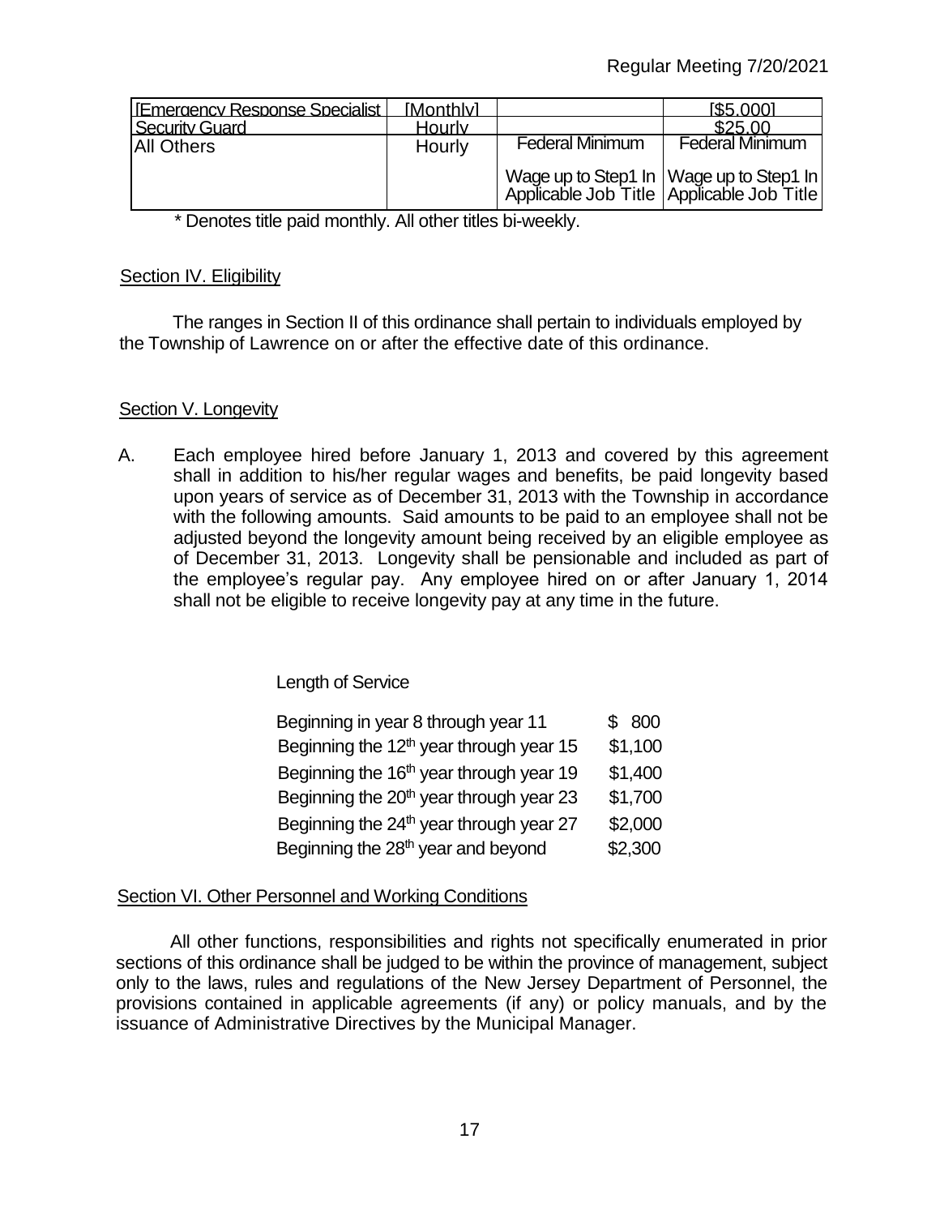| [Emergency Response Specialist | [Monthly] | | [$5,000] |
|---|---|---|---|
| Security Guard | Hourly | | $25.00 |
| All Others | Hourly | Federal Minimum Wage up to Step1 In Applicable Job Title | Federal Minimum Wage up to Step1 In Applicable Job Title |

* Denotes title paid monthly. All other titles bi-weekly.

Section IV. Eligibility

The ranges in Section II of this ordinance shall pertain to individuals employed by the Township of Lawrence on or after the effective date of this ordinance.

Section V. Longevity

A. Each employee hired before January 1, 2013 and covered by this agreement shall in addition to his/her regular wages and benefits, be paid longevity based upon years of service as of December 31, 2013 with the Township in accordance with the following amounts. Said amounts to be paid to an employee shall not be adjusted beyond the longevity amount being received by an eligible employee as of December 31, 2013. Longevity shall be pensionable and included as part of the employee's regular pay. Any employee hired on or after January 1, 2014 shall not be eligible to receive longevity pay at any time in the future.

| Length of Service | |
|---|---|
| Beginning in year 8 through year 11 | $ 800 |
| Beginning the 12th year through year 15 | $1,100 |
| Beginning the 16th year through year 19 | $1,400 |
| Beginning the 20th year through year 23 | $1,700 |
| Beginning the 24th year through year 27 | $2,000 |
| Beginning the 28th year and beyond | $2,300 |

Section VI. Other Personnel and Working Conditions

All other functions, responsibilities and rights not specifically enumerated in prior sections of this ordinance shall be judged to be within the province of management, subject only to the laws, rules and regulations of the New Jersey Department of Personnel, the provisions contained in applicable agreements (if any) or policy manuals, and by the issuance of Administrative Directives by the Municipal Manager.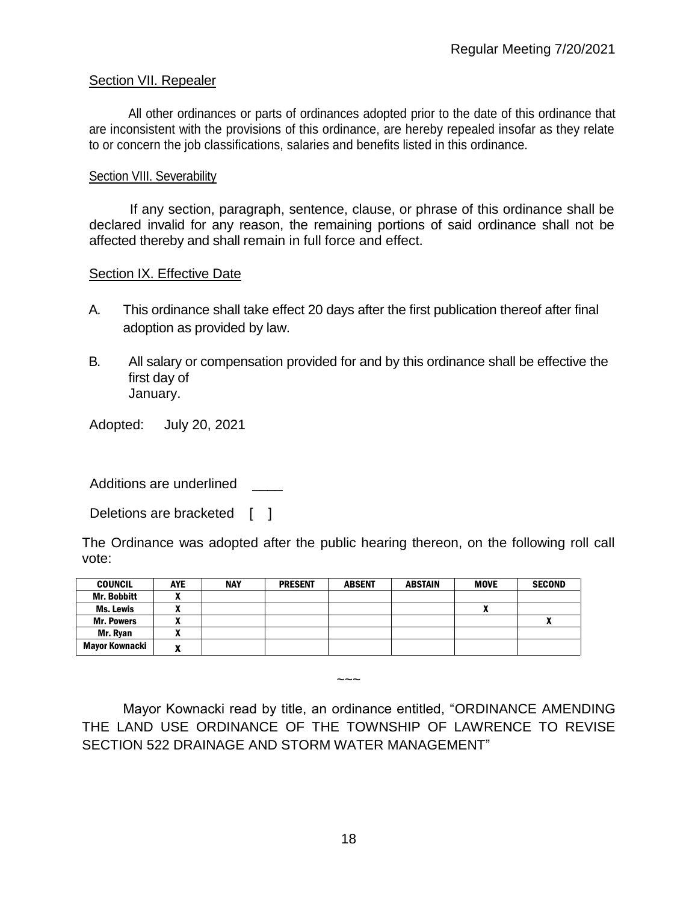Section VII. Repealer

All other ordinances or parts of ordinances adopted prior to the date of this ordinance that are inconsistent with the provisions of this ordinance, are hereby repealed insofar as they relate to or concern the job classifications, salaries and benefits listed in this ordinance.

Section VIII. Severability

If any section, paragraph, sentence, clause, or phrase of this ordinance shall be declared invalid for any reason, the remaining portions of said ordinance shall not be affected thereby and shall remain in full force and effect.

Section IX. Effective Date

A. This ordinance shall take effect 20 days after the first publication thereof after final adoption as provided by law.

B. All salary or compensation provided for and by this ordinance shall be effective the first day of January.

Adopted: July 20, 2021

Additions are underlined ____

Deletions are bracketed [ ]

The Ordinance was adopted after the public hearing thereon, on the following roll call vote:

| COUNCIL | AYE | NAY | PRESENT | ABSENT | ABSTAIN | MOVE | SECOND |
|---|---|---|---|---|---|---|---|
| Mr. Bobbitt | X | | | | | | |
| Ms. Lewis | X | | | | | X | |
| Mr. Powers | X | | | | | | X |
| Mr. Ryan | X | | | | | | |
| Mayor Kownacki | X | | | | | | |

~~~

Mayor Kownacki read by title, an ordinance entitled, "ORDINANCE AMENDING THE LAND USE ORDINANCE OF THE TOWNSHIP OF LAWRENCE TO REVISE SECTION 522 DRAINAGE AND STORM WATER MANAGEMENT"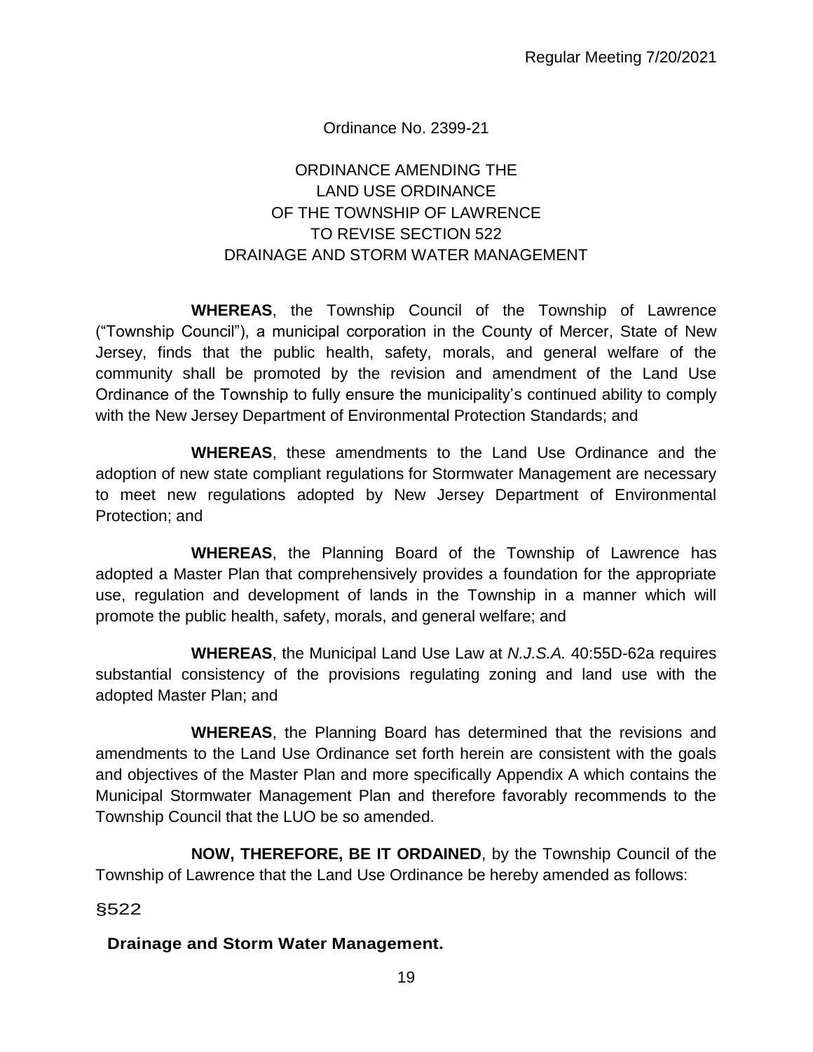Ordinance No. 2399-21

# ORDINANCE AMENDING THE LAND USE ORDINANCE OF THE TOWNSHIP OF LAWRENCE TO REVISE SECTION 522 DRAINAGE AND STORM WATER MANAGEMENT

**WHEREAS**, the Township Council of the Township of Lawrence ("Township Council"), a municipal corporation in the County of Mercer, State of New Jersey, finds that the public health, safety, morals, and general welfare of the community shall be promoted by the revision and amendment of the Land Use Ordinance of the Township to fully ensure the municipality's continued ability to comply with the New Jersey Department of Environmental Protection Standards; and

**WHEREAS**, these amendments to the Land Use Ordinance and the adoption of new state compliant regulations for Stormwater Management are necessary to meet new regulations adopted by New Jersey Department of Environmental Protection; and

**WHEREAS**, the Planning Board of the Township of Lawrence has adopted a Master Plan that comprehensively provides a foundation for the appropriate use, regulation and development of lands in the Township in a manner which will promote the public health, safety, morals, and general welfare; and

**WHEREAS**, the Municipal Land Use Law at *N.J.S.A.* 40:55D-62a requires substantial consistency of the provisions regulating zoning and land use with the adopted Master Plan; and

**WHEREAS**, the Planning Board has determined that the revisions and amendments to the Land Use Ordinance set forth herein are consistent with the goals and objectives of the Master Plan and more specifically Appendix A which contains the Municipal Stormwater Management Plan and therefore favorably recommends to the Township Council that the LUO be so amended.

**NOW, THEREFORE, BE IT ORDAINED**, by the Township Council of the Township of Lawrence that the Land Use Ordinance be hereby amended as follows:

§522

**Drainage and Storm Water Management.**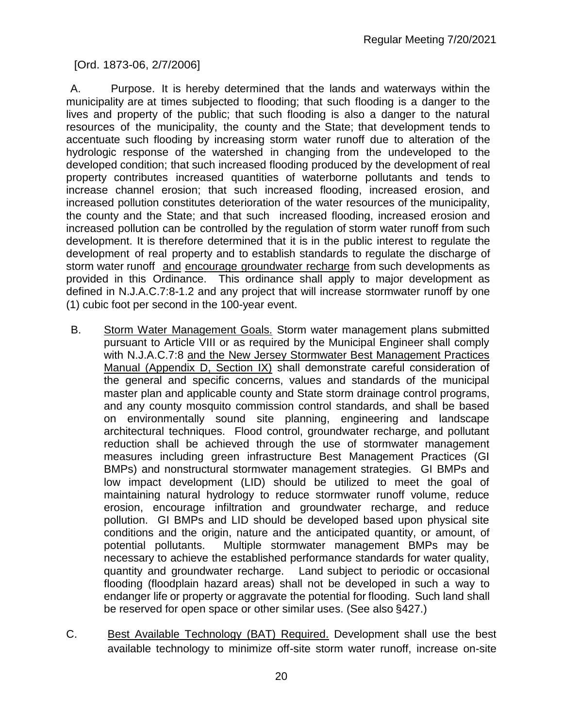[Ord. 1873-06, 2/7/2006]

A. Purpose. It is hereby determined that the lands and waterways within the municipality are at times subjected to flooding; that such flooding is a danger to the lives and property of the public; that such flooding is also a danger to the natural resources of the municipality, the county and the State; that development tends to accentuate such flooding by increasing storm water runoff due to alteration of the hydrologic response of the watershed in changing from the undeveloped to the developed condition; that such increased flooding produced by the development of real property contributes increased quantities of waterborne pollutants and tends to increase channel erosion; that such increased flooding, increased erosion, and increased pollution constitutes deterioration of the water resources of the municipality, the county and the State; and that such increased flooding, increased erosion and increased pollution can be controlled by the regulation of storm water runoff from such development. It is therefore determined that it is in the public interest to regulate the development of real property and to establish standards to regulate the discharge of storm water runoff <u>and encourage groundwater recharge</u> from such developments as provided in this Ordinance. This ordinance shall apply to major development as defined in N.J.A.C.7:8-1.2 and any project that will increase stormwater runoff by one (1) cubic foot per second in the 100-year event.

B. <u>Storm Water Management Goals.</u> Storm water management plans submitted pursuant to Article VIII or as required by the Municipal Engineer shall comply with N.J.A.C.7:8 <u>and the New Jersey Stormwater Best Management Practices Manual (Appendix D, Section IX)</u> shall demonstrate careful consideration of the general and specific concerns, values and standards of the municipal master plan and applicable county and State storm drainage control programs, and any county mosquito commission control standards, and shall be based on environmentally sound site planning, engineering and landscape architectural techniques. Flood control, groundwater recharge, and pollutant reduction shall be achieved through the use of stormwater management measures including green infrastructure Best Management Practices (GI BMPs) and nonstructural stormwater management strategies. GI BMPs and low impact development (LID) should be utilized to meet the goal of maintaining natural hydrology to reduce stormwater runoff volume, reduce erosion, encourage infiltration and groundwater recharge, and reduce pollution. GI BMPs and LID should be developed based upon physical site conditions and the origin, nature and the anticipated quantity, or amount, of potential pollutants. Multiple stormwater management BMPs may be necessary to achieve the established performance standards for water quality, quantity and groundwater recharge. Land subject to periodic or occasional flooding (floodplain hazard areas) shall not be developed in such a way to endanger life or property or aggravate the potential for flooding. Such land shall be reserved for open space or other similar uses. (See also §427.)

C. <u>Best Available Technology (BAT) Required.</u> Development shall use the best available technology to minimize off-site storm water runoff, increase on-site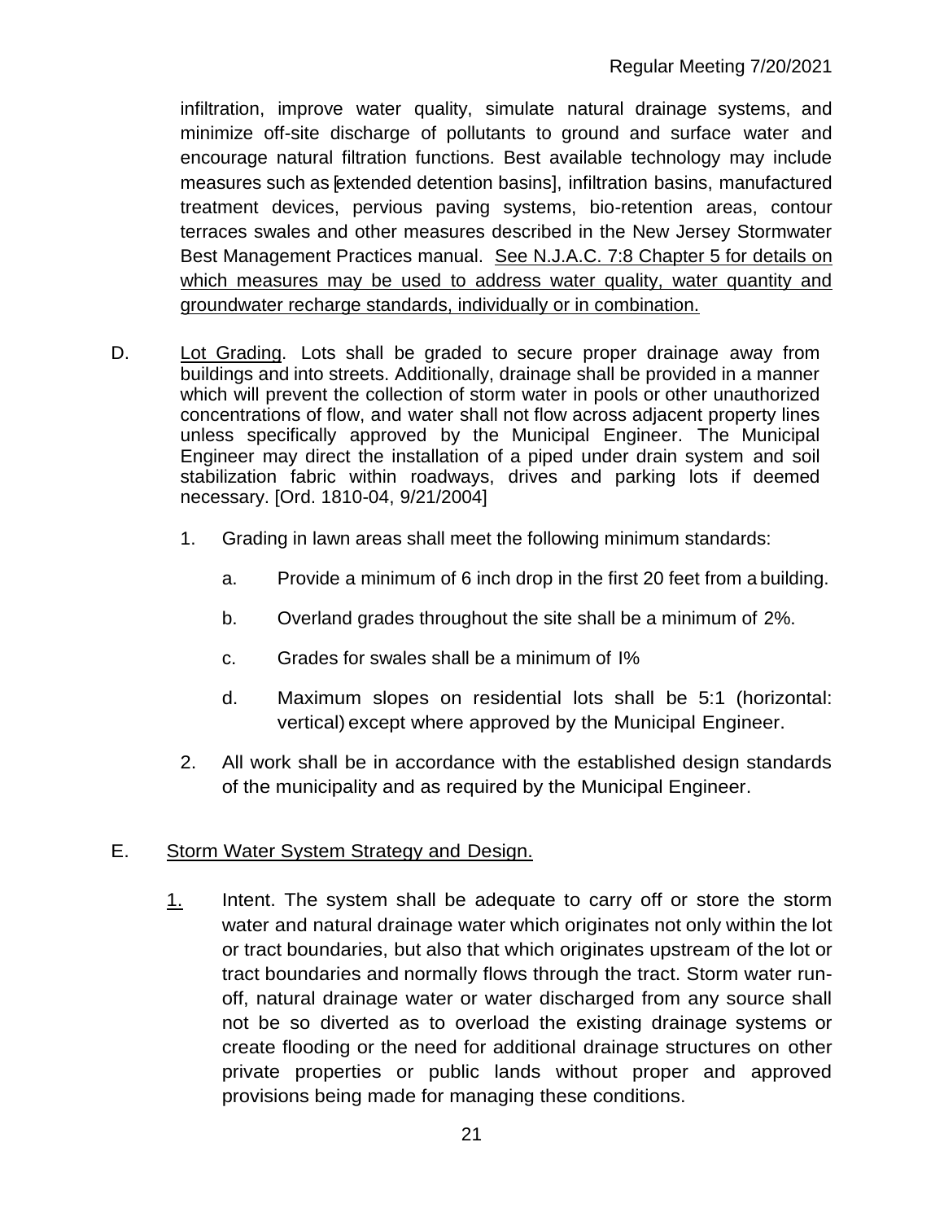infiltration, improve water quality, simulate natural drainage systems, and minimize off-site discharge of pollutants to ground and surface water and encourage natural filtration functions. Best available technology may include measures such as [extended detention basins], infiltration basins, manufactured treatment devices, pervious paving systems, bio-retention areas, contour terraces swales and other measures described in the New Jersey Stormwater Best Management Practices manual. <u>See N.J.A.C. 7:8 Chapter 5 for details on which measures may be used to address water quality, water quantity and groundwater recharge standards, individually or in combination.</u>

D. <u>Lot Grading</u>. Lots shall be graded to secure proper drainage away from buildings and into streets. Additionally, drainage shall be provided in a manner which will prevent the collection of storm water in pools or other unauthorized concentrations of flow, and water shall not flow across adjacent property lines unless specifically approved by the Municipal Engineer. The Municipal Engineer may direct the installation of a piped under drain system and soil stabilization fabric within roadways, drives and parking lots if deemed necessary. [Ord. 1810-04, 9/21/2004]

1. Grading in lawn areas shall meet the following minimum standards:

   a. Provide a minimum of 6 inch drop in the first 20 feet from a building.

   b. Overland grades throughout the site shall be a minimum of 2%.

   c. Grades for swales shall be a minimum of I%

   d. Maximum slopes on residential lots shall be 5:1 (horizontal: vertical) except where approved by the Municipal Engineer.

2. All work shall be in accordance with the established design standards of the municipality and as required by the Municipal Engineer.

E. <u>Storm Water System Strategy and Design.</u>

<u>1.</u> Intent. The system shall be adequate to carry off or store the storm water and natural drainage water which originates not only within the lot or tract boundaries, but also that which originates upstream of the lot or tract boundaries and normally flows through the tract. Storm water run-off, natural drainage water or water discharged from any source shall not be so diverted as to overload the existing drainage systems or create flooding or the need for additional drainage structures on other private properties or public lands without proper and approved provisions being made for managing these conditions.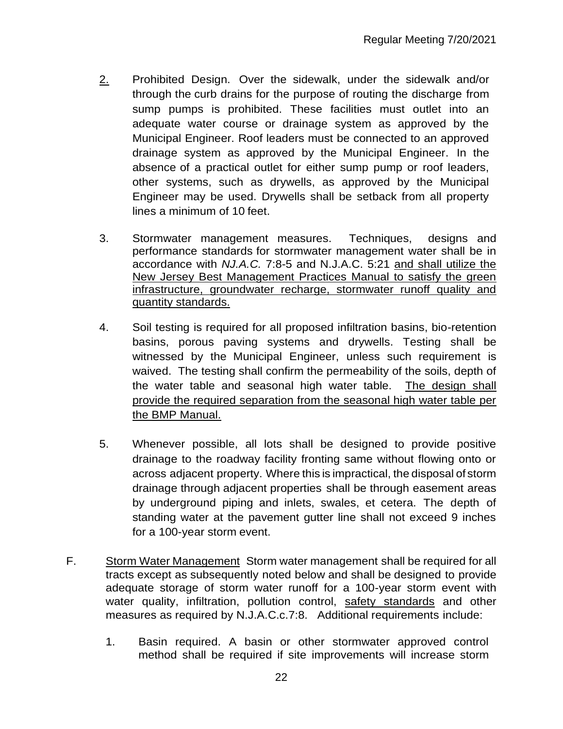2. Prohibited Design. Over the sidewalk, under the sidewalk and/or through the curb drains for the purpose of routing the discharge from sump pumps is prohibited. These facilities must outlet into an adequate water course or drainage system as approved by the Municipal Engineer. Roof leaders must be connected to an approved drainage system as approved by the Municipal Engineer. In the absence of a practical outlet for either sump pump or roof leaders, other systems, such as drywells, as approved by the Municipal Engineer may be used. Drywells shall be setback from all property lines a minimum of 10 feet.

3. Stormwater management measures. Techniques, designs and performance standards for stormwater management water shall be in accordance with *NJ.A.C.* 7:8-5 and N.J.A.C. 5:21 <u>and shall utilize the New Jersey Best Management Practices Manual to satisfy the green infrastructure, groundwater recharge, stormwater runoff quality and quantity standards.</u>

4. Soil testing is required for all proposed infiltration basins, bio-retention basins, porous paving systems and drywells. Testing shall be witnessed by the Municipal Engineer, unless such requirement is waived. The testing shall confirm the permeability of the soils, depth of the water table and seasonal high water table. <u>The design shall provide the required separation from the seasonal high water table per the BMP Manual.</u>

5. Whenever possible, all lots shall be designed to provide positive drainage to the roadway facility fronting same without flowing onto or across adjacent property. Where this is impractical, the disposal of storm drainage through adjacent properties shall be through easement areas by underground piping and inlets, swales, et cetera. The depth of standing water at the pavement gutter line shall not exceed 9 inches for a 100-year storm event.

F. <u>Storm Water Management</u> Storm water management shall be required for all tracts except as subsequently noted below and shall be designed to provide adequate storage of storm water runoff for a 100-year storm event with water quality, infiltration, pollution control, <u>safety standards</u> and other measures as required by N.J.A.C.c.7:8. Additional requirements include:

1. Basin required. A basin or other stormwater approved control method shall be required if site improvements will increase storm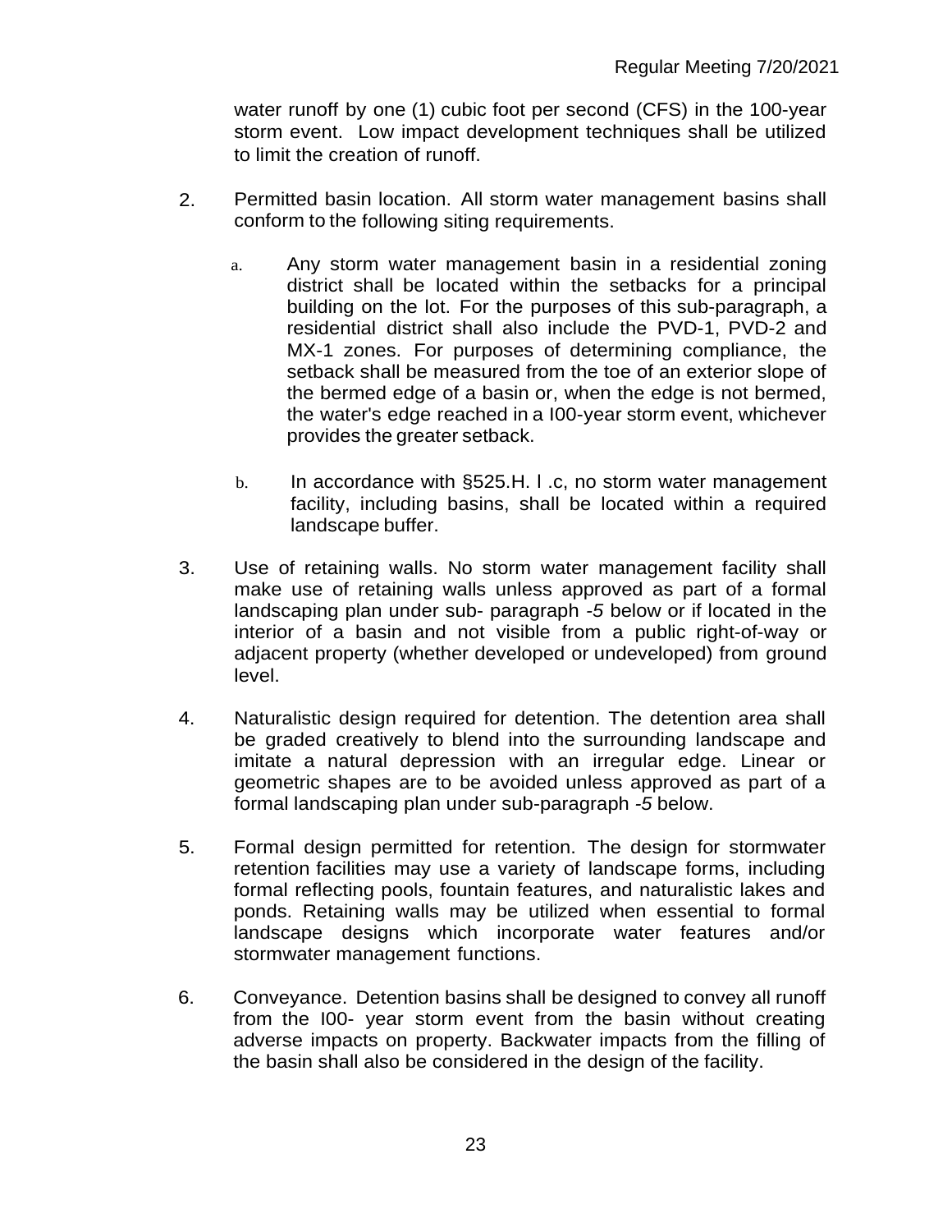water runoff by one (1) cubic foot per second (CFS) in the 100-year storm event. Low impact development techniques shall be utilized to limit the creation of runoff.

2. Permitted basin location. All storm water management basins shall conform to the following siting requirements.

   a. Any storm water management basin in a residential zoning district shall be located within the setbacks for a principal building on the lot. For the purposes of this sub-paragraph, a residential district shall also include the PVD-1, PVD-2 and MX-1 zones. For purposes of determining compliance, the setback shall be measured from the toe of an exterior slope of the bermed edge of a basin or, when the edge is not bermed, the water's edge reached in a I00-year storm event, whichever provides the greater setback.

   b. In accordance with §525.H. l .c, no storm water management facility, including basins, shall be located within a required landscape buffer.

3. Use of retaining walls. No storm water management facility shall make use of retaining walls unless approved as part of a formal landscaping plan under sub- paragraph *-5* below or if located in the interior of a basin and not visible from a public right-of-way or adjacent property (whether developed or undeveloped) from ground level.

4. Naturalistic design required for detention. The detention area shall be graded creatively to blend into the surrounding landscape and imitate a natural depression with an irregular edge. Linear or geometric shapes are to be avoided unless approved as part of a formal landscaping plan under sub-paragraph *-5* below.

5. Formal design permitted for retention. The design for stormwater retention facilities may use a variety of landscape forms, including formal reflecting pools, fountain features, and naturalistic lakes and ponds. Retaining walls may be utilized when essential to formal landscape designs which incorporate water features and/or stormwater management functions.

6. Conveyance. Detention basins shall be designed to convey all runoff from the I00- year storm event from the basin without creating adverse impacts on property. Backwater impacts from the filling of the basin shall also be considered in the design of the facility.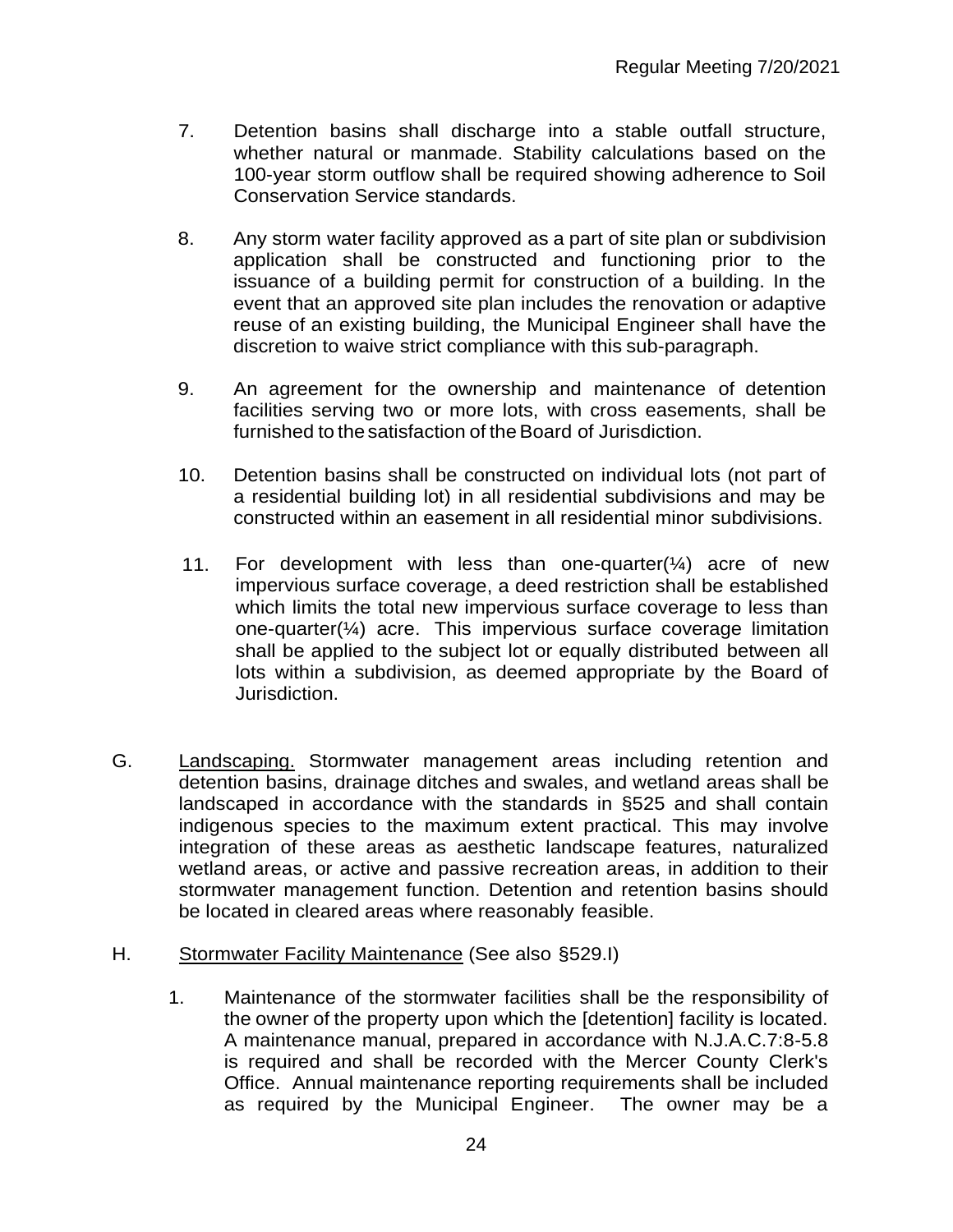7. Detention basins shall discharge into a stable outfall structure, whether natural or manmade. Stability calculations based on the 100-year storm outflow shall be required showing adherence to Soil Conservation Service standards.

8. Any storm water facility approved as a part of site plan or subdivision application shall be constructed and functioning prior to the issuance of a building permit for construction of a building. In the event that an approved site plan includes the renovation or adaptive reuse of an existing building, the Municipal Engineer shall have the discretion to waive strict compliance with this sub-paragraph.

9. An agreement for the ownership and maintenance of detention facilities serving two or more lots, with cross easements, shall be furnished to the satisfaction of the Board of Jurisdiction.

10. Detention basins shall be constructed on individual lots (not part of a residential building lot) in all residential subdivisions and may be constructed within an easement in all residential minor subdivisions.

11. For development with less than one-quarter(¼) acre of new impervious surface coverage, a deed restriction shall be established which limits the total new impervious surface coverage to less than one-quarter(¼) acre. This impervious surface coverage limitation shall be applied to the subject lot or equally distributed between all lots within a subdivision, as deemed appropriate by the Board of Jurisdiction.

G. Landscaping. Stormwater management areas including retention and detention basins, drainage ditches and swales, and wetland areas shall be landscaped in accordance with the standards in §525 and shall contain indigenous species to the maximum extent practical. This may involve integration of these areas as aesthetic landscape features, naturalized wetland areas, or active and passive recreation areas, in addition to their stormwater management function. Detention and retention basins should be located in cleared areas where reasonably feasible.

H. Stormwater Facility Maintenance (See also §529.I)

1. Maintenance of the stormwater facilities shall be the responsibility of the owner of the property upon which the [detention] facility is located. A maintenance manual, prepared in accordance with N.J.A.C.7:8-5.8 is required and shall be recorded with the Mercer County Clerk's Office. Annual maintenance reporting requirements shall be included as required by the Municipal Engineer. The owner may be a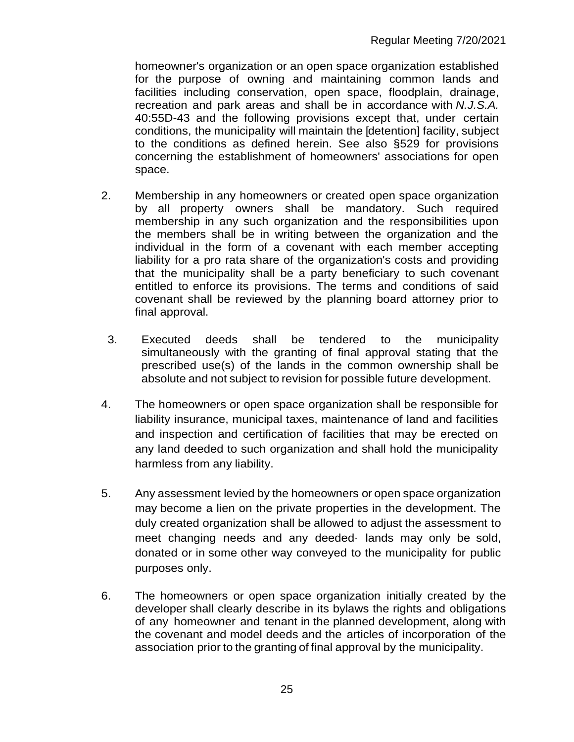homeowner's organization or an open space organization established for the purpose of owning and maintaining common lands and facilities including conservation, open space, floodplain, drainage, recreation and park areas and shall be in accordance with *N.J.S.A.* 40:55D-43 and the following provisions except that, under certain conditions, the municipality will maintain the [detention] facility, subject to the conditions as defined herein. See also §529 for provisions concerning the establishment of homeowners' associations for open space.

2. Membership in any homeowners or created open space organization by all property owners shall be mandatory. Such required membership in any such organization and the responsibilities upon the members shall be in writing between the organization and the individual in the form of a covenant with each member accepting liability for a pro rata share of the organization's costs and providing that the municipality shall be a party beneficiary to such covenant entitled to enforce its provisions. The terms and conditions of said covenant shall be reviewed by the planning board attorney prior to final approval.

3. Executed deeds shall be tendered to the municipality simultaneously with the granting of final approval stating that the prescribed use(s) of the lands in the common ownership shall be absolute and not subject to revision for possible future development.

4. The homeowners or open space organization shall be responsible for liability insurance, municipal taxes, maintenance of land and facilities and inspection and certification of facilities that may be erected on any land deeded to such organization and shall hold the municipality harmless from any liability.

5. Any assessment levied by the homeowners or open space organization may become a lien on the private properties in the development. The duly created organization shall be allowed to adjust the assessment to meet changing needs and any deeded· lands may only be sold, donated or in some other way conveyed to the municipality for public purposes only.

6. The homeowners or open space organization initially created by the developer shall clearly describe in its bylaws the rights and obligations of any homeowner and tenant in the planned development, along with the covenant and model deeds and the articles of incorporation of the association prior to the granting of final approval by the municipality.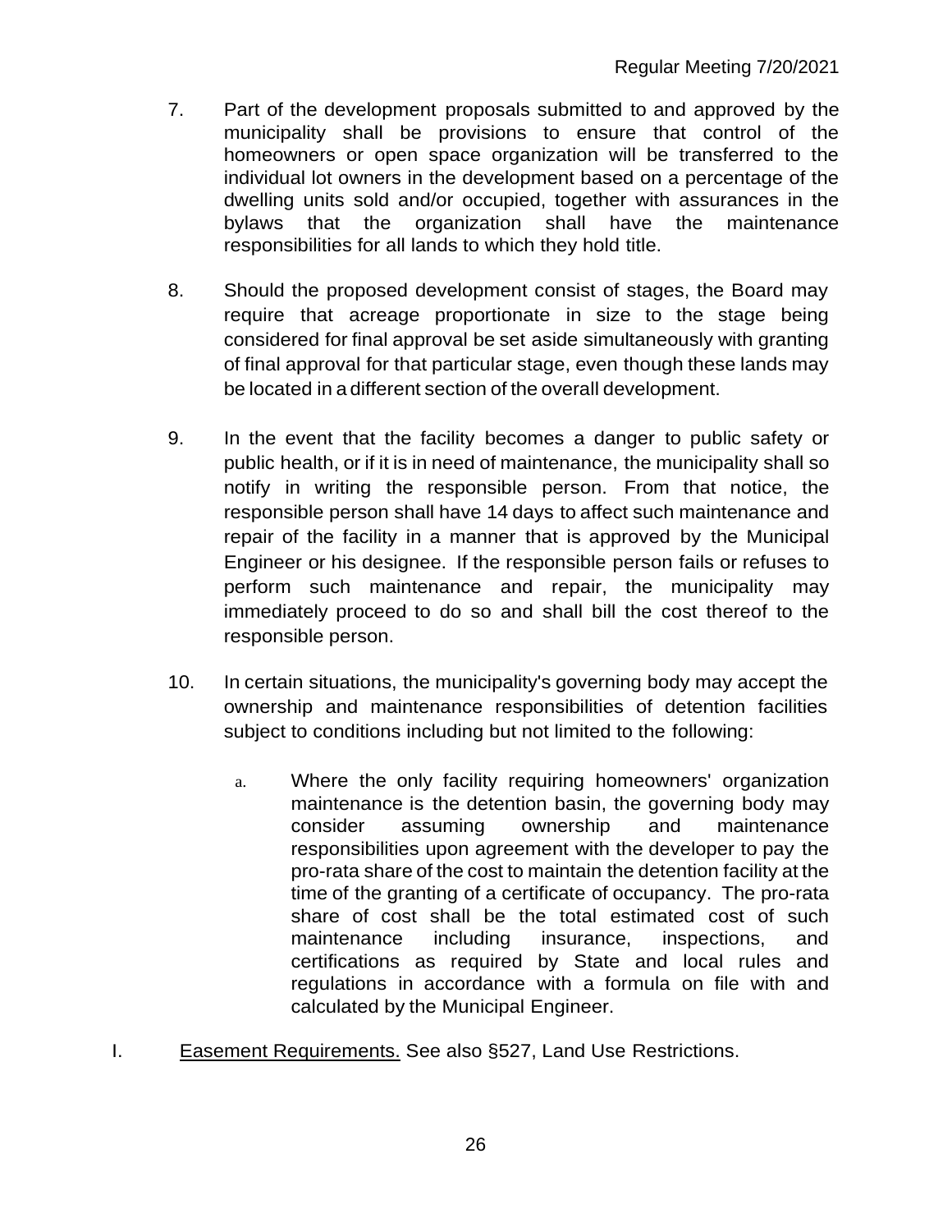7. Part of the development proposals submitted to and approved by the municipality shall be provisions to ensure that control of the homeowners or open space organization will be transferred to the individual lot owners in the development based on a percentage of the dwelling units sold and/or occupied, together with assurances in the bylaws that the organization shall have the maintenance responsibilities for all lands to which they hold title.

8. Should the proposed development consist of stages, the Board may require that acreage proportionate in size to the stage being considered for final approval be set aside simultaneously with granting of final approval for that particular stage, even though these lands may be located in a different section of the overall development.

9. In the event that the facility becomes a danger to public safety or public health, or if it is in need of maintenance, the municipality shall so notify in writing the responsible person. From that notice, the responsible person shall have 14 days to affect such maintenance and repair of the facility in a manner that is approved by the Municipal Engineer or his designee. If the responsible person fails or refuses to perform such maintenance and repair, the municipality may immediately proceed to do so and shall bill the cost thereof to the responsible person.

10. In certain situations, the municipality's governing body may accept the ownership and maintenance responsibilities of detention facilities subject to conditions including but not limited to the following:

    a. Where the only facility requiring homeowners' organization maintenance is the detention basin, the governing body may consider assuming ownership and maintenance responsibilities upon agreement with the developer to pay the pro-rata share of the cost to maintain the detention facility at the time of the granting of a certificate of occupancy. The pro-rata share of cost shall be the total estimated cost of such maintenance including insurance, inspections, and certifications as required by State and local rules and regulations in accordance with a formula on file with and calculated by the Municipal Engineer.

I. Easement Requirements. See also §527, Land Use Restrictions.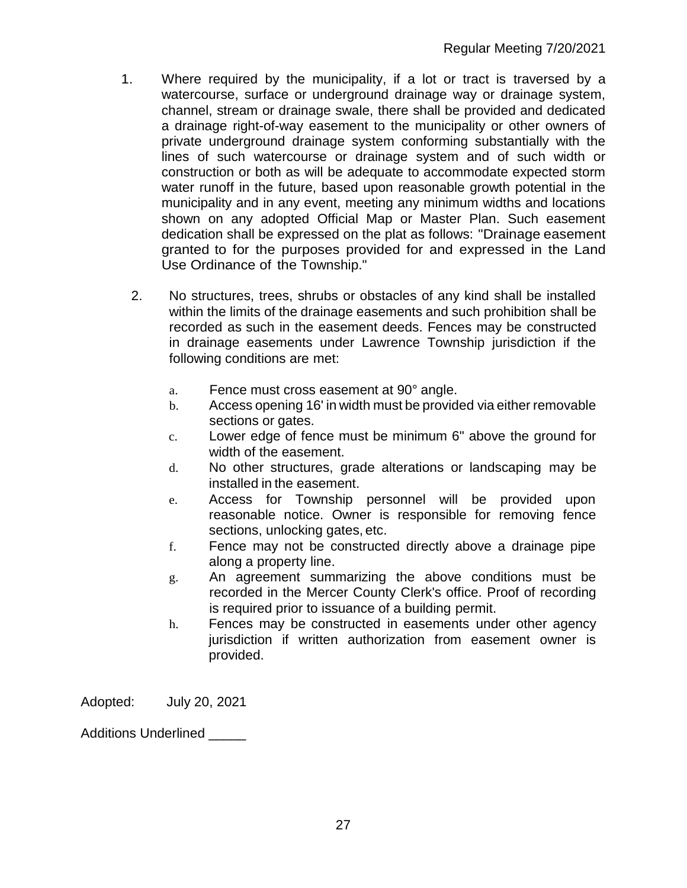1. Where required by the municipality, if a lot or tract is traversed by a watercourse, surface or underground drainage way or drainage system, channel, stream or drainage swale, there shall be provided and dedicated a drainage right-of-way easement to the municipality or other owners of private underground drainage system conforming substantially with the lines of such watercourse or drainage system and of such width or construction or both as will be adequate to accommodate expected storm water runoff in the future, based upon reasonable growth potential in the municipality and in any event, meeting any minimum widths and locations shown on any adopted Official Map or Master Plan. Such easement dedication shall be expressed on the plat as follows: "Drainage easement granted to for the purposes provided for and expressed in the Land Use Ordinance of the Township."

2. No structures, trees, shrubs or obstacles of any kind shall be installed within the limits of the drainage easements and such prohibition shall be recorded as such in the easement deeds. Fences may be constructed in drainage easements under Lawrence Township jurisdiction if the following conditions are met:

   a. Fence must cross easement at 90° angle.
   b. Access opening 16' in width must be provided via either removable sections or gates.
   c. Lower edge of fence must be minimum 6" above the ground for width of the easement.
   d. No other structures, grade alterations or landscaping may be installed in the easement.
   e. Access for Township personnel will be provided upon reasonable notice. Owner is responsible for removing fence sections, unlocking gates, etc.
   f. Fence may not be constructed directly above a drainage pipe along a property line.
   g. An agreement summarizing the above conditions must be recorded in the Mercer County Clerk's office. Proof of recording is required prior to issuance of a building permit.
   h. Fences may be constructed in easements under other agency jurisdiction if written authorization from easement owner is provided.

Adopted: July 20, 2021

Additions Underlined _____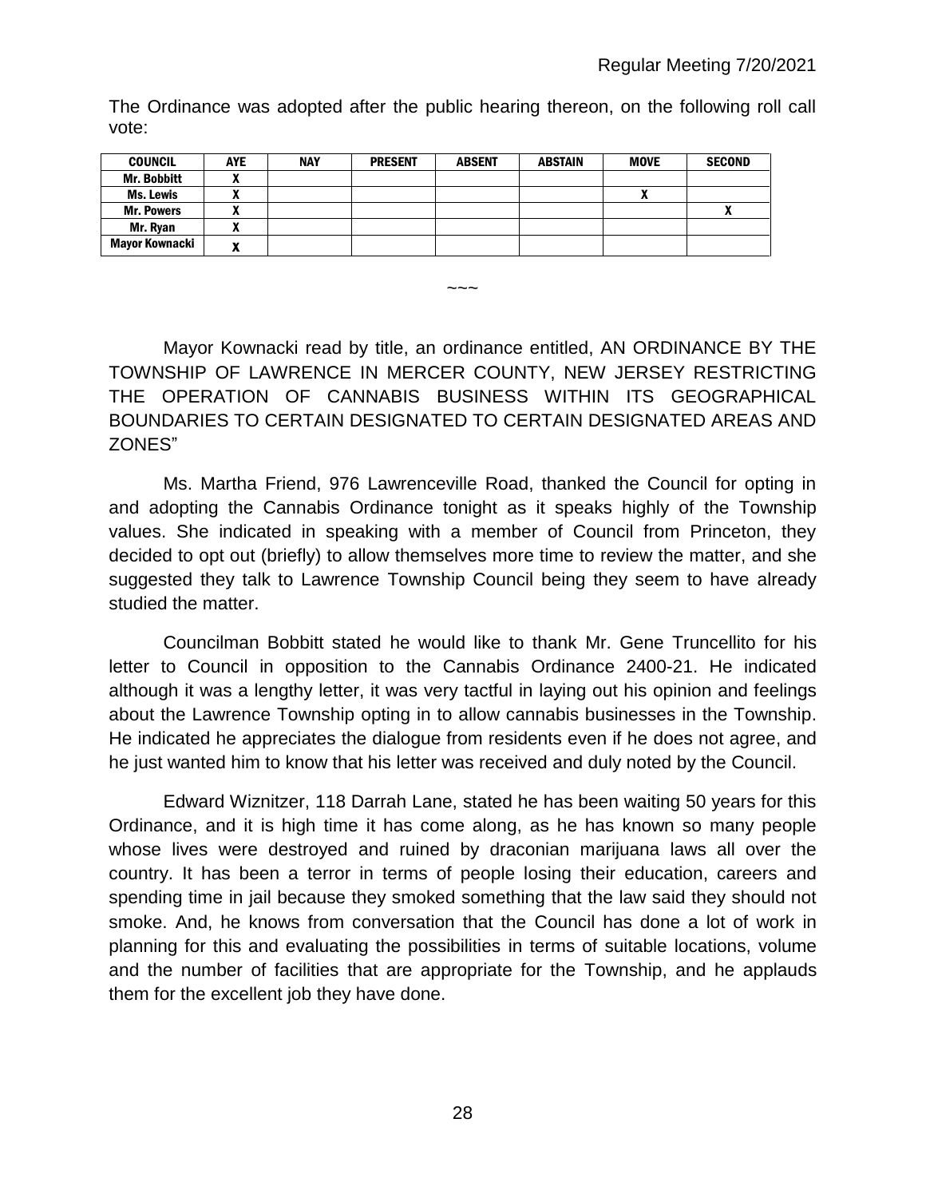The Ordinance was adopted after the public hearing thereon, on the following roll call vote:

| COUNCIL | AYE | NAY | PRESENT | ABSENT | ABSTAIN | MOVE | SECOND |
|---|---|---|---|---|---|---|---|
| Mr. Bobbitt | X | | | | | | |
| Ms. Lewis | X | | | | | X | |
| Mr. Powers | X | | | | | | X |
| Mr. Ryan | X | | | | | | |
| Mayor Kownacki | X | | | | | | |

~~~

Mayor Kownacki read by title, an ordinance entitled, AN ORDINANCE BY THE TOWNSHIP OF LAWRENCE IN MERCER COUNTY, NEW JERSEY RESTRICTING THE OPERATION OF CANNABIS BUSINESS WITHIN ITS GEOGRAPHICAL BOUNDARIES TO CERTAIN DESIGNATED TO CERTAIN DESIGNATED AREAS AND ZONES"

Ms. Martha Friend, 976 Lawrenceville Road, thanked the Council for opting in and adopting the Cannabis Ordinance tonight as it speaks highly of the Township values. She indicated in speaking with a member of Council from Princeton, they decided to opt out (briefly) to allow themselves more time to review the matter, and she suggested they talk to Lawrence Township Council being they seem to have already studied the matter.

Councilman Bobbitt stated he would like to thank Mr. Gene Truncellito for his letter to Council in opposition to the Cannabis Ordinance 2400-21. He indicated although it was a lengthy letter, it was very tactful in laying out his opinion and feelings about the Lawrence Township opting in to allow cannabis businesses in the Township. He indicated he appreciates the dialogue from residents even if he does not agree, and he just wanted him to know that his letter was received and duly noted by the Council.

Edward Wiznitzer, 118 Darrah Lane, stated he has been waiting 50 years for this Ordinance, and it is high time it has come along, as he has known so many people whose lives were destroyed and ruined by draconian marijuana laws all over the country. It has been a terror in terms of people losing their education, careers and spending time in jail because they smoked something that the law said they should not smoke. And, he knows from conversation that the Council has done a lot of work in planning for this and evaluating the possibilities in terms of suitable locations, volume and the number of facilities that are appropriate for the Township, and he applauds them for the excellent job they have done.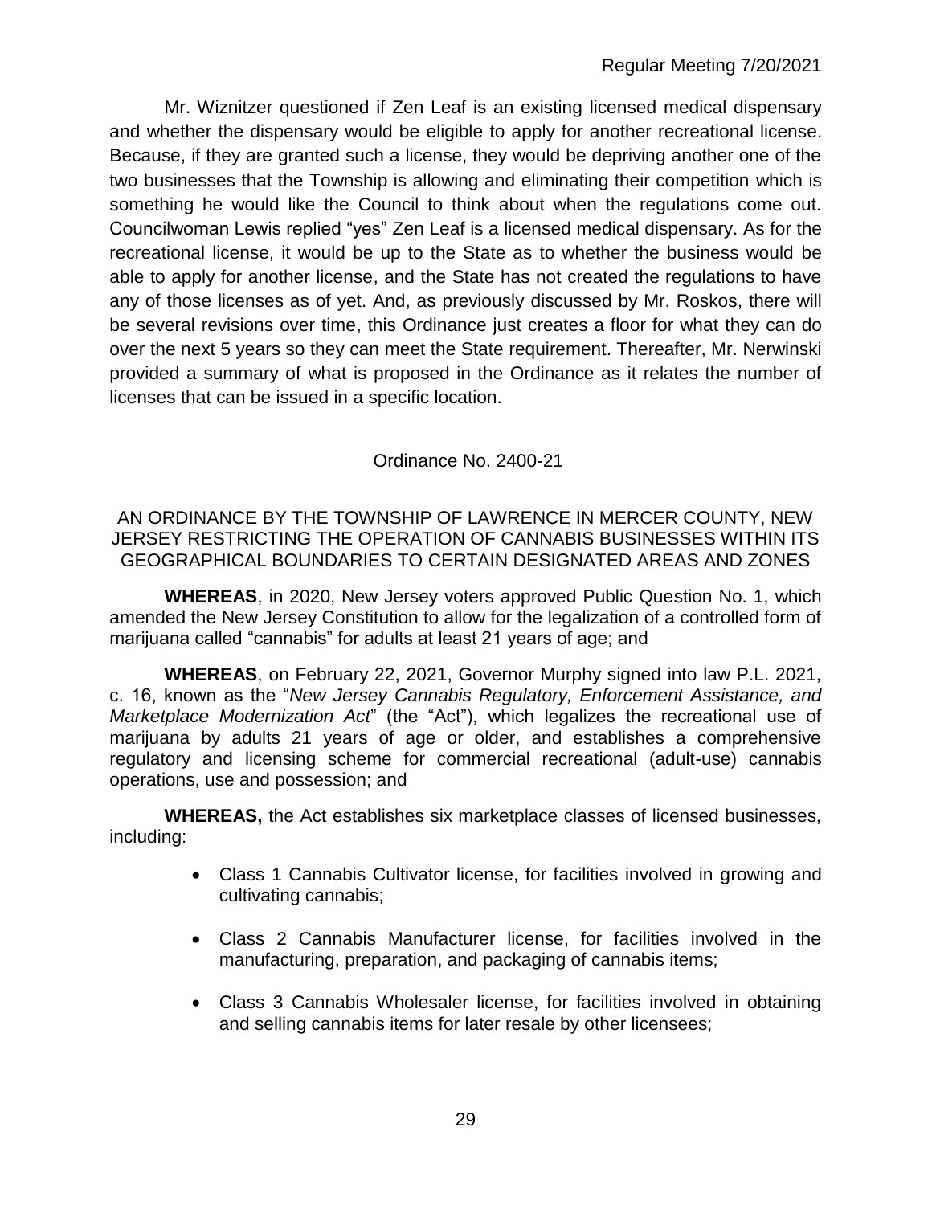Mr. Wiznitzer questioned if Zen Leaf is an existing licensed medical dispensary and whether the dispensary would be eligible to apply for another recreational license. Because, if they are granted such a license, they would be depriving another one of the two businesses that the Township is allowing and eliminating their competition which is something he would like the Council to think about when the regulations come out. Councilwoman Lewis replied "yes" Zen Leaf is a licensed medical dispensary. As for the recreational license, it would be up to the State as to whether the business would be able to apply for another license, and the State has not created the regulations to have any of those licenses as of yet. And, as previously discussed by Mr. Roskos, there will be several revisions over time, this Ordinance just creates a floor for what they can do over the next 5 years so they can meet the State requirement. Thereafter, Mr. Nerwinski provided a summary of what is proposed in the Ordinance as it relates the number of licenses that can be issued in a specific location.

Ordinance No. 2400-21

AN ORDINANCE BY THE TOWNSHIP OF LAWRENCE IN MERCER COUNTY, NEW JERSEY RESTRICTING THE OPERATION OF CANNABIS BUSINESSES WITHIN ITS GEOGRAPHICAL BOUNDARIES TO CERTAIN DESIGNATED AREAS AND ZONES

**WHEREAS**, in 2020, New Jersey voters approved Public Question No. 1, which amended the New Jersey Constitution to allow for the legalization of a controlled form of marijuana called "cannabis" for adults at least 21 years of age; and

**WHEREAS**, on February 22, 2021, Governor Murphy signed into law P.L. 2021, c. 16, known as the "*New Jersey Cannabis Regulatory, Enforcement Assistance, and Marketplace Modernization Act*" (the "Act"), which legalizes the recreational use of marijuana by adults 21 years of age or older, and establishes a comprehensive regulatory and licensing scheme for commercial recreational (adult-use) cannabis operations, use and possession; and

**WHEREAS,** the Act establishes six marketplace classes of licensed businesses, including:

- Class 1 Cannabis Cultivator license, for facilities involved in growing and cultivating cannabis;
- Class 2 Cannabis Manufacturer license, for facilities involved in the manufacturing, preparation, and packaging of cannabis items;
- Class 3 Cannabis Wholesaler license, for facilities involved in obtaining and selling cannabis items for later resale by other licensees;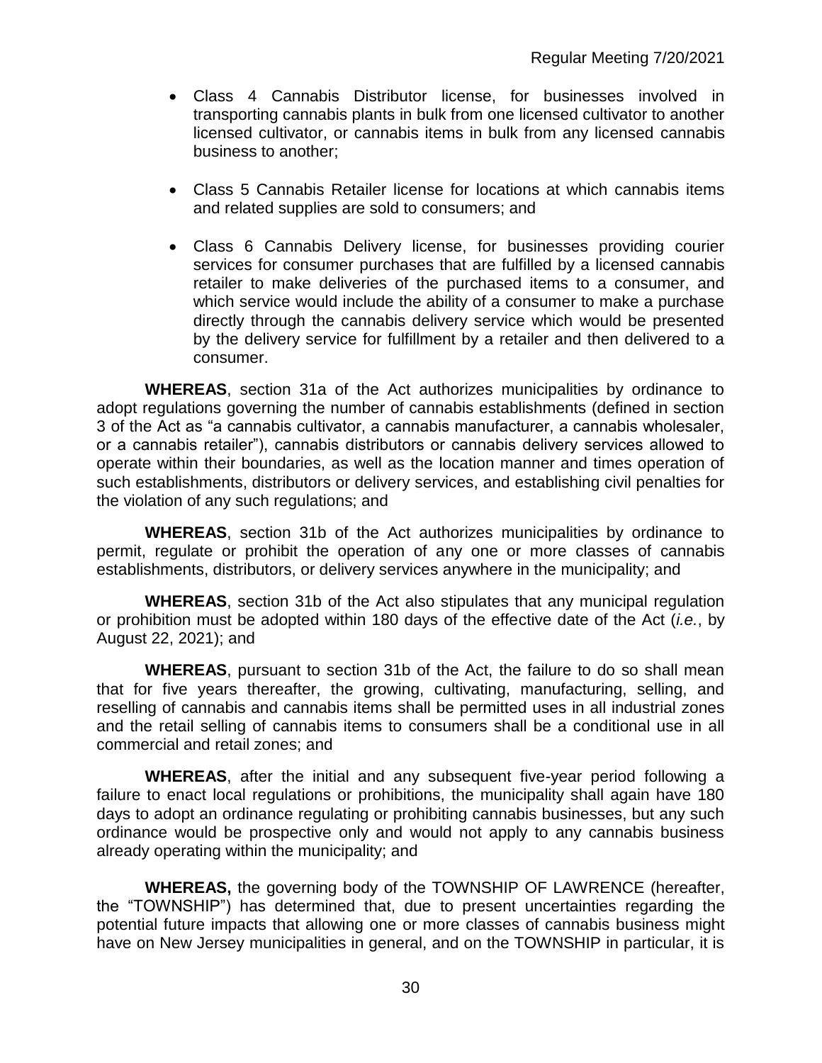- Class 4 Cannabis Distributor license, for businesses involved in transporting cannabis plants in bulk from one licensed cultivator to another licensed cultivator, or cannabis items in bulk from any licensed cannabis business to another;

- Class 5 Cannabis Retailer license for locations at which cannabis items and related supplies are sold to consumers; and

- Class 6 Cannabis Delivery license, for businesses providing courier services for consumer purchases that are fulfilled by a licensed cannabis retailer to make deliveries of the purchased items to a consumer, and which service would include the ability of a consumer to make a purchase directly through the cannabis delivery service which would be presented by the delivery service for fulfillment by a retailer and then delivered to a consumer.

**WHEREAS**, section 31a of the Act authorizes municipalities by ordinance to adopt regulations governing the number of cannabis establishments (defined in section 3 of the Act as "a cannabis cultivator, a cannabis manufacturer, a cannabis wholesaler, or a cannabis retailer"), cannabis distributors or cannabis delivery services allowed to operate within their boundaries, as well as the location manner and times operation of such establishments, distributors or delivery services, and establishing civil penalties for the violation of any such regulations; and

**WHEREAS**, section 31b of the Act authorizes municipalities by ordinance to permit, regulate or prohibit the operation of any one or more classes of cannabis establishments, distributors, or delivery services anywhere in the municipality; and

**WHEREAS**, section 31b of the Act also stipulates that any municipal regulation or prohibition must be adopted within 180 days of the effective date of the Act (*i.e.*, by August 22, 2021); and

**WHEREAS**, pursuant to section 31b of the Act, the failure to do so shall mean that for five years thereafter, the growing, cultivating, manufacturing, selling, and reselling of cannabis and cannabis items shall be permitted uses in all industrial zones and the retail selling of cannabis items to consumers shall be a conditional use in all commercial and retail zones; and

**WHEREAS**, after the initial and any subsequent five-year period following a failure to enact local regulations or prohibitions, the municipality shall again have 180 days to adopt an ordinance regulating or prohibiting cannabis businesses, but any such ordinance would be prospective only and would not apply to any cannabis business already operating within the municipality; and

**WHEREAS,** the governing body of the TOWNSHIP OF LAWRENCE (hereafter, the "TOWNSHIP") has determined that, due to present uncertainties regarding the potential future impacts that allowing one or more classes of cannabis business might have on New Jersey municipalities in general, and on the TOWNSHIP in particular, it is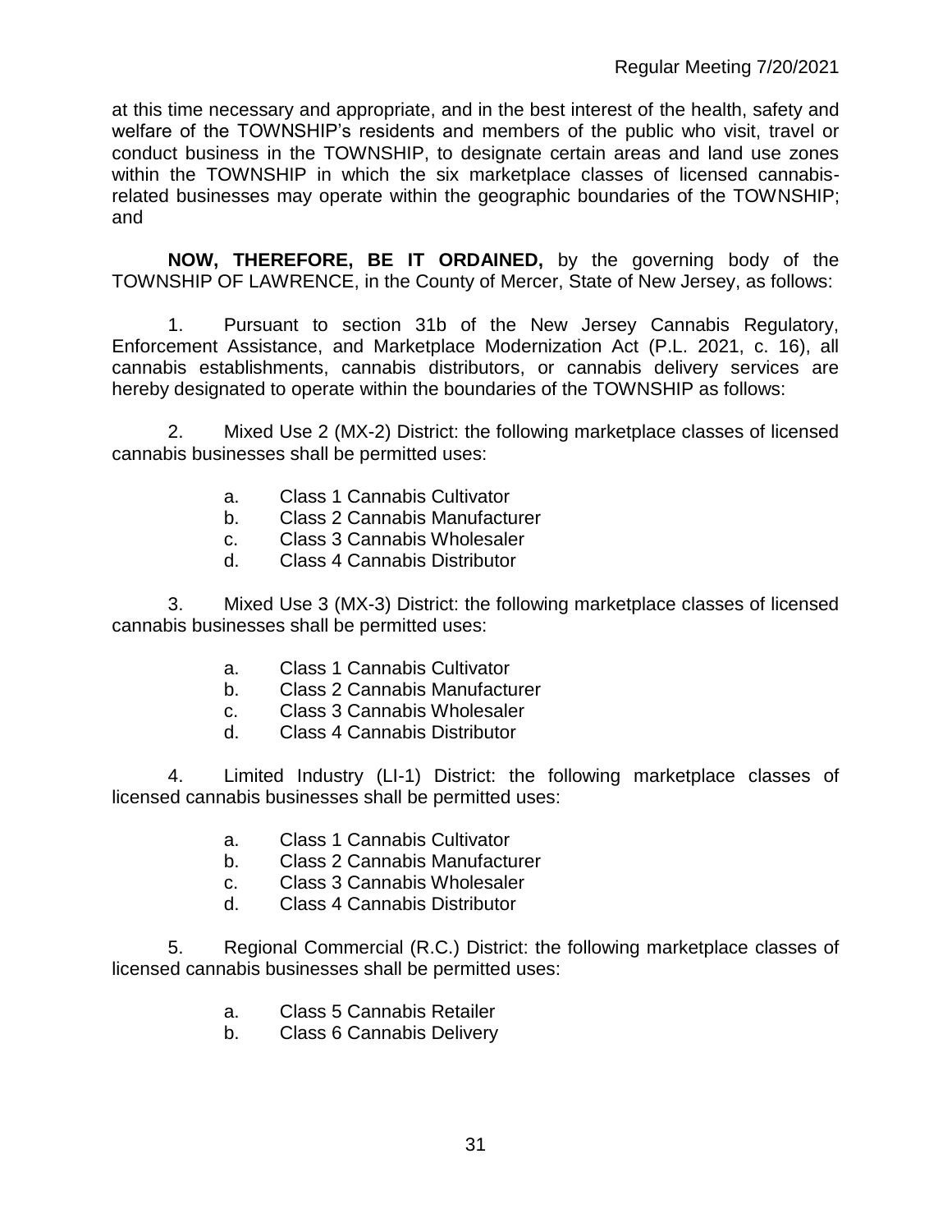at this time necessary and appropriate, and in the best interest of the health, safety and welfare of the TOWNSHIP's residents and members of the public who visit, travel or conduct business in the TOWNSHIP, to designate certain areas and land use zones within the TOWNSHIP in which the six marketplace classes of licensed cannabis-related businesses may operate within the geographic boundaries of the TOWNSHIP; and

**NOW, THEREFORE, BE IT ORDAINED,** by the governing body of the TOWNSHIP OF LAWRENCE, in the County of Mercer, State of New Jersey, as follows:

1. Pursuant to section 31b of the New Jersey Cannabis Regulatory, Enforcement Assistance, and Marketplace Modernization Act (P.L. 2021, c. 16), all cannabis establishments, cannabis distributors, or cannabis delivery services are hereby designated to operate within the boundaries of the TOWNSHIP as follows:

2. Mixed Use 2 (MX-2) District: the following marketplace classes of licensed cannabis businesses shall be permitted uses:

   a. Class 1 Cannabis Cultivator
   b. Class 2 Cannabis Manufacturer
   c. Class 3 Cannabis Wholesaler
   d. Class 4 Cannabis Distributor

3. Mixed Use 3 (MX-3) District: the following marketplace classes of licensed cannabis businesses shall be permitted uses:

   a. Class 1 Cannabis Cultivator
   b. Class 2 Cannabis Manufacturer
   c. Class 3 Cannabis Wholesaler
   d. Class 4 Cannabis Distributor

4. Limited Industry (LI-1) District: the following marketplace classes of licensed cannabis businesses shall be permitted uses:

   a. Class 1 Cannabis Cultivator
   b. Class 2 Cannabis Manufacturer
   c. Class 3 Cannabis Wholesaler
   d. Class 4 Cannabis Distributor

5. Regional Commercial (R.C.) District: the following marketplace classes of licensed cannabis businesses shall be permitted uses:

   a. Class 5 Cannabis Retailer
   b. Class 6 Cannabis Delivery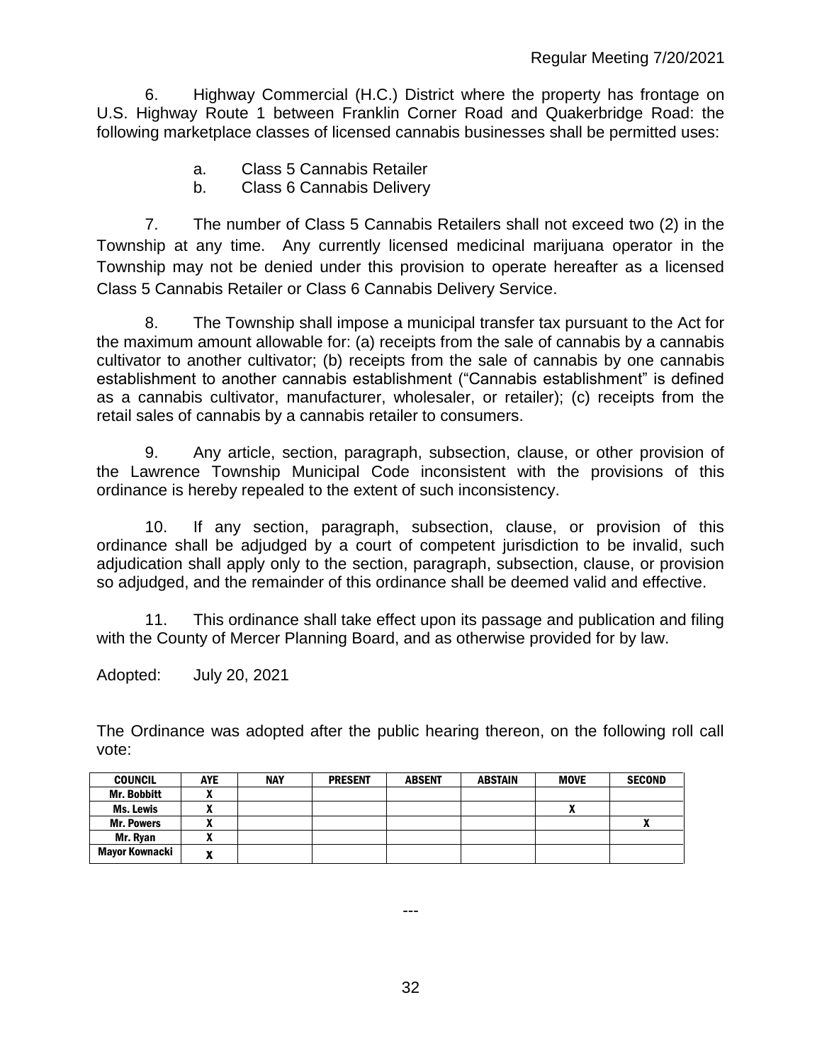6. Highway Commercial (H.C.) District where the property has frontage on U.S. Highway Route 1 between Franklin Corner Road and Quakerbridge Road: the following marketplace classes of licensed cannabis businesses shall be permitted uses:

   a. Class 5 Cannabis Retailer
   b. Class 6 Cannabis Delivery

7. The number of Class 5 Cannabis Retailers shall not exceed two (2) in the Township at any time. Any currently licensed medicinal marijuana operator in the Township may not be denied under this provision to operate hereafter as a licensed Class 5 Cannabis Retailer or Class 6 Cannabis Delivery Service.

8. The Township shall impose a municipal transfer tax pursuant to the Act for the maximum amount allowable for: (a) receipts from the sale of cannabis by a cannabis cultivator to another cultivator; (b) receipts from the sale of cannabis by one cannabis establishment to another cannabis establishment ("Cannabis establishment" is defined as a cannabis cultivator, manufacturer, wholesaler, or retailer); (c) receipts from the retail sales of cannabis by a cannabis retailer to consumers.

9. Any article, section, paragraph, subsection, clause, or other provision of the Lawrence Township Municipal Code inconsistent with the provisions of this ordinance is hereby repealed to the extent of such inconsistency.

10. If any section, paragraph, subsection, clause, or provision of this ordinance shall be adjudged by a court of competent jurisdiction to be invalid, such adjudication shall apply only to the section, paragraph, subsection, clause, or provision so adjudged, and the remainder of this ordinance shall be deemed valid and effective.

11. This ordinance shall take effect upon its passage and publication and filing with the County of Mercer Planning Board, and as otherwise provided for by law.

Adopted: July 20, 2021

The Ordinance was adopted after the public hearing thereon, on the following roll call vote:

| COUNCIL | AYE | NAY | PRESENT | ABSENT | ABSTAIN | MOVE | SECOND |
|---|---|---|---|---|---|---|---|
| Mr. Bobbitt | X | | | | | | |
| Ms. Lewis | X | | | | | X | |
| Mr. Powers | X | | | | | | X |
| Mr. Ryan | X | | | | | | |
| Mayor Kownacki | X | | | | | | |

---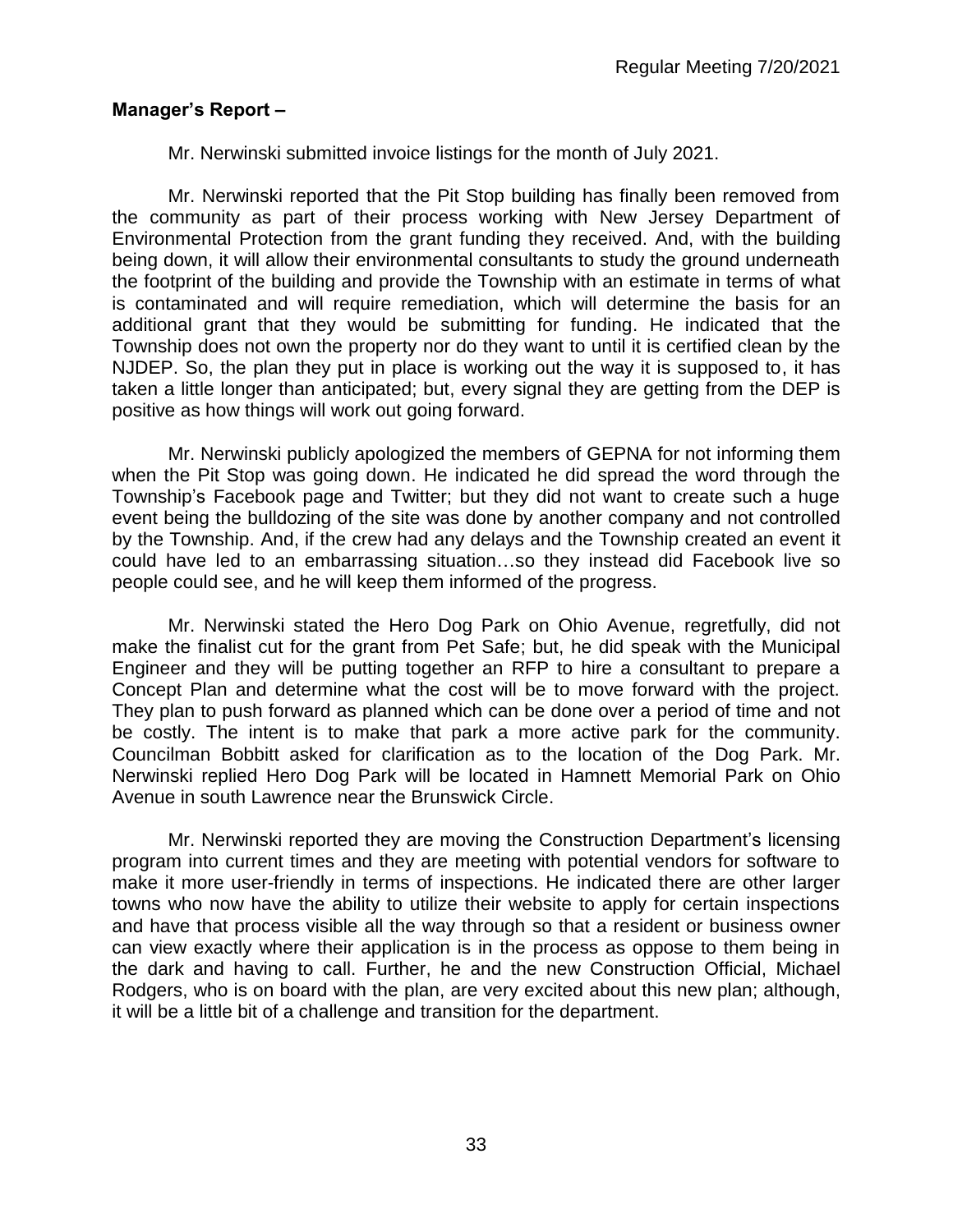**Manager's Report –**

Mr. Nerwinski submitted invoice listings for the month of July 2021.

Mr. Nerwinski reported that the Pit Stop building has finally been removed from the community as part of their process working with New Jersey Department of Environmental Protection from the grant funding they received. And, with the building being down, it will allow their environmental consultants to study the ground underneath the footprint of the building and provide the Township with an estimate in terms of what is contaminated and will require remediation, which will determine the basis for an additional grant that they would be submitting for funding. He indicated that the Township does not own the property nor do they want to until it is certified clean by the NJDEP. So, the plan they put in place is working out the way it is supposed to, it has taken a little longer than anticipated; but, every signal they are getting from the DEP is positive as how things will work out going forward.

Mr. Nerwinski publicly apologized the members of GEPNA for not informing them when the Pit Stop was going down. He indicated he did spread the word through the Township's Facebook page and Twitter; but they did not want to create such a huge event being the bulldozing of the site was done by another company and not controlled by the Township. And, if the crew had any delays and the Township created an event it could have led to an embarrassing situation…so they instead did Facebook live so people could see, and he will keep them informed of the progress.

Mr. Nerwinski stated the Hero Dog Park on Ohio Avenue, regretfully, did not make the finalist cut for the grant from Pet Safe; but, he did speak with the Municipal Engineer and they will be putting together an RFP to hire a consultant to prepare a Concept Plan and determine what the cost will be to move forward with the project. They plan to push forward as planned which can be done over a period of time and not be costly. The intent is to make that park a more active park for the community. Councilman Bobbitt asked for clarification as to the location of the Dog Park. Mr. Nerwinski replied Hero Dog Park will be located in Hamnett Memorial Park on Ohio Avenue in south Lawrence near the Brunswick Circle.

Mr. Nerwinski reported they are moving the Construction Department's licensing program into current times and they are meeting with potential vendors for software to make it more user-friendly in terms of inspections. He indicated there are other larger towns who now have the ability to utilize their website to apply for certain inspections and have that process visible all the way through so that a resident or business owner can view exactly where their application is in the process as oppose to them being in the dark and having to call. Further, he and the new Construction Official, Michael Rodgers, who is on board with the plan, are very excited about this new plan; although, it will be a little bit of a challenge and transition for the department.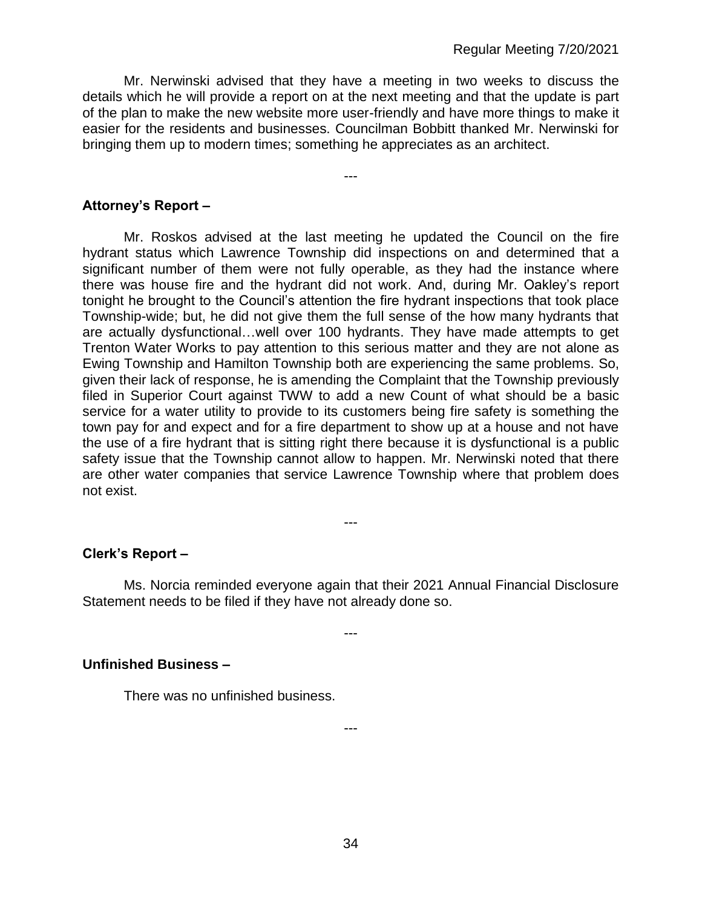Mr. Nerwinski advised that they have a meeting in two weeks to discuss the details which he will provide a report on at the next meeting and that the update is part of the plan to make the new website more user-friendly and have more things to make it easier for the residents and businesses. Councilman Bobbitt thanked Mr. Nerwinski for bringing them up to modern times; something he appreciates as an architect.

---

**Attorney's Report –**

Mr. Roskos advised at the last meeting he updated the Council on the fire hydrant status which Lawrence Township did inspections on and determined that a significant number of them were not fully operable, as they had the instance where there was house fire and the hydrant did not work. And, during Mr. Oakley's report tonight he brought to the Council's attention the fire hydrant inspections that took place Township-wide; but, he did not give them the full sense of the how many hydrants that are actually dysfunctional…well over 100 hydrants. They have made attempts to get Trenton Water Works to pay attention to this serious matter and they are not alone as Ewing Township and Hamilton Township both are experiencing the same problems. So, given their lack of response, he is amending the Complaint that the Township previously filed in Superior Court against TWW to add a new Count of what should be a basic service for a water utility to provide to its customers being fire safety is something the town pay for and expect and for a fire department to show up at a house and not have the use of a fire hydrant that is sitting right there because it is dysfunctional is a public safety issue that the Township cannot allow to happen. Mr. Nerwinski noted that there are other water companies that service Lawrence Township where that problem does not exist.

---

**Clerk's Report –**

Ms. Norcia reminded everyone again that their 2021 Annual Financial Disclosure Statement needs to be filed if they have not already done so.

---

**Unfinished Business –**

There was no unfinished business.

---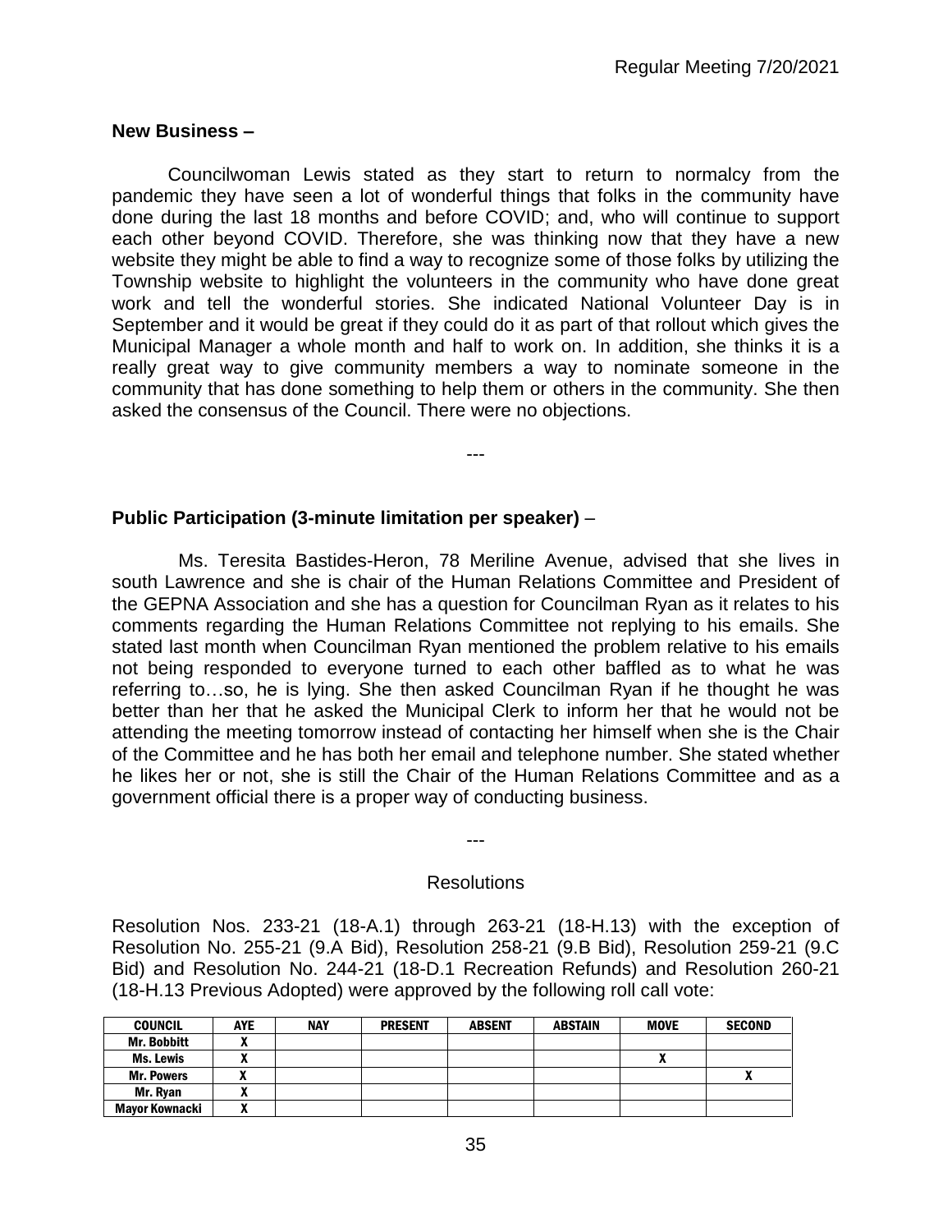**New Business –**

Councilwoman Lewis stated as they start to return to normalcy from the pandemic they have seen a lot of wonderful things that folks in the community have done during the last 18 months and before COVID; and, who will continue to support each other beyond COVID. Therefore, she was thinking now that they have a new website they might be able to find a way to recognize some of those folks by utilizing the Township website to highlight the volunteers in the community who have done great work and tell the wonderful stories. She indicated National Volunteer Day is in September and it would be great if they could do it as part of that rollout which gives the Municipal Manager a whole month and half to work on. In addition, she thinks it is a really great way to give community members a way to nominate someone in the community that has done something to help them or others in the community. She then asked the consensus of the Council. There were no objections.

---

**Public Participation (3-minute limitation per speaker)** –

Ms. Teresita Bastides-Heron, 78 Meriline Avenue, advised that she lives in south Lawrence and she is chair of the Human Relations Committee and President of the GEPNA Association and she has a question for Councilman Ryan as it relates to his comments regarding the Human Relations Committee not replying to his emails. She stated last month when Councilman Ryan mentioned the problem relative to his emails not being responded to everyone turned to each other baffled as to what he was referring to…so, he is lying. She then asked Councilman Ryan if he thought he was better than her that he asked the Municipal Clerk to inform her that he would not be attending the meeting tomorrow instead of contacting her himself when she is the Chair of the Committee and he has both her email and telephone number. She stated whether he likes her or not, she is still the Chair of the Human Relations Committee and as a government official there is a proper way of conducting business.

---

Resolutions

Resolution Nos. 233-21 (18-A.1) through 263-21 (18-H.13) with the exception of Resolution No. 255-21 (9.A Bid), Resolution 258-21 (9.B Bid), Resolution 259-21 (9.C Bid) and Resolution No. 244-21 (18-D.1 Recreation Refunds) and Resolution 260-21 (18-H.13 Previous Adopted) were approved by the following roll call vote:

| COUNCIL | AYE | NAY | PRESENT | ABSENT | ABSTAIN | MOVE | SECOND |
|---|---|---|---|---|---|---|---|
| Mr. Bobbitt | X | | | | | | |
| Ms. Lewis | X | | | | | X | |
| Mr. Powers | X | | | | | | X |
| Mr. Ryan | X | | | | | | |
| Mayor Kownacki | X | | | | | | |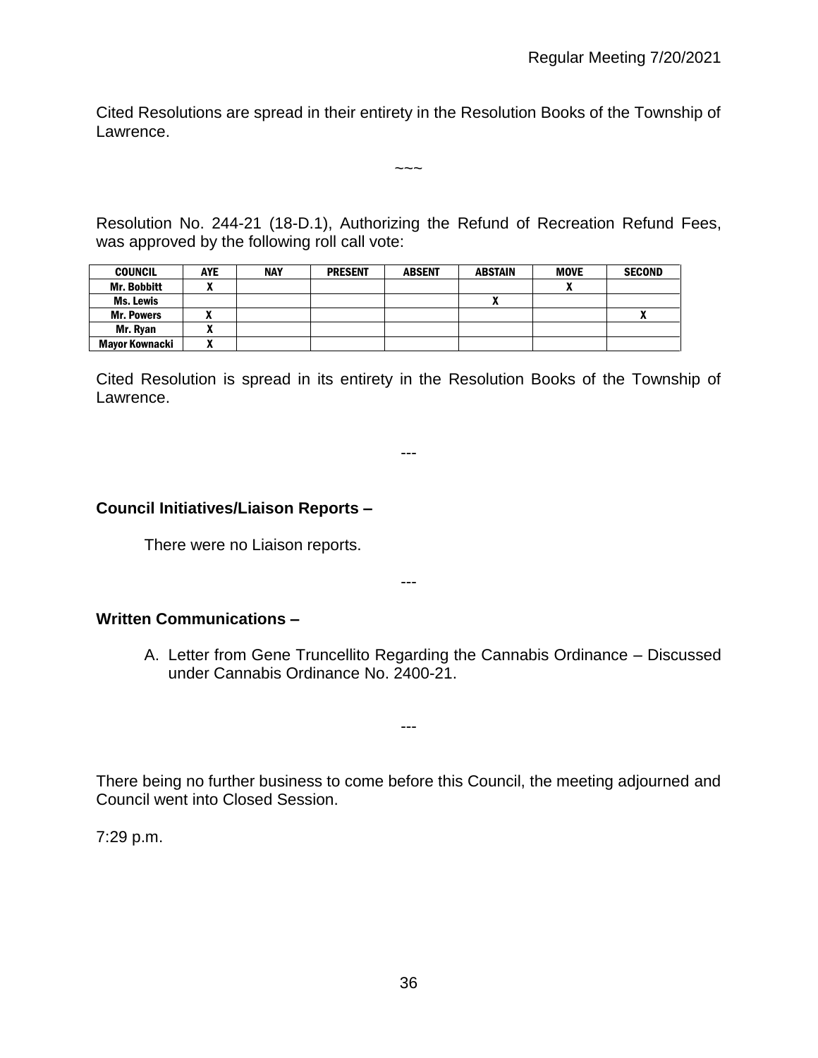Cited Resolutions are spread in their entirety in the Resolution Books of the Township of Lawrence.

~~~

Resolution No. 244-21 (18-D.1), Authorizing the Refund of Recreation Refund Fees, was approved by the following roll call vote:

| COUNCIL | AYE | NAY | PRESENT | ABSENT | ABSTAIN | MOVE | SECOND |
|---|---|---|---|---|---|---|---|
| Mr. Bobbitt | X | | | | | X | |
| Ms. Lewis | | | | | X | | |
| Mr. Powers | X | | | | | | X |
| Mr. Ryan | X | | | | | | |
| Mayor Kownacki | X | | | | | | |

Cited Resolution is spread in its entirety in the Resolution Books of the Township of Lawrence.

---

**Council Initiatives/Liaison Reports –**

There were no Liaison reports.

---

**Written Communications –**

A. Letter from Gene Truncellito Regarding the Cannabis Ordinance – Discussed under Cannabis Ordinance No. 2400-21.

---

There being no further business to come before this Council, the meeting adjourned and Council went into Closed Session.

7:29 p.m.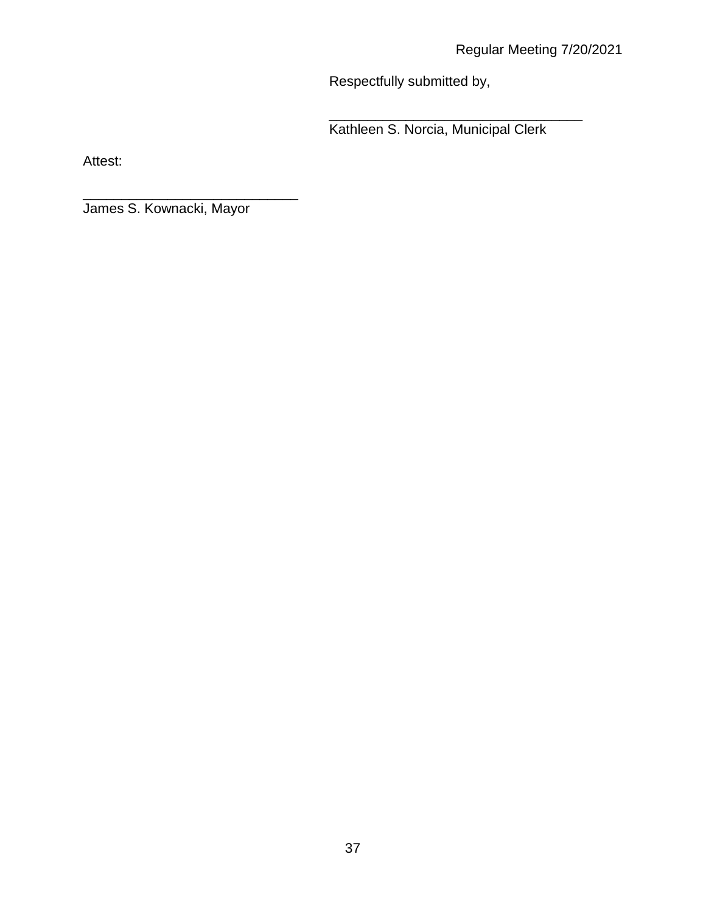Respectfully submitted by,

_________________________________
Kathleen S. Norcia, Municipal Clerk

Attest:

____________________________
James S. Kownacki, Mayor